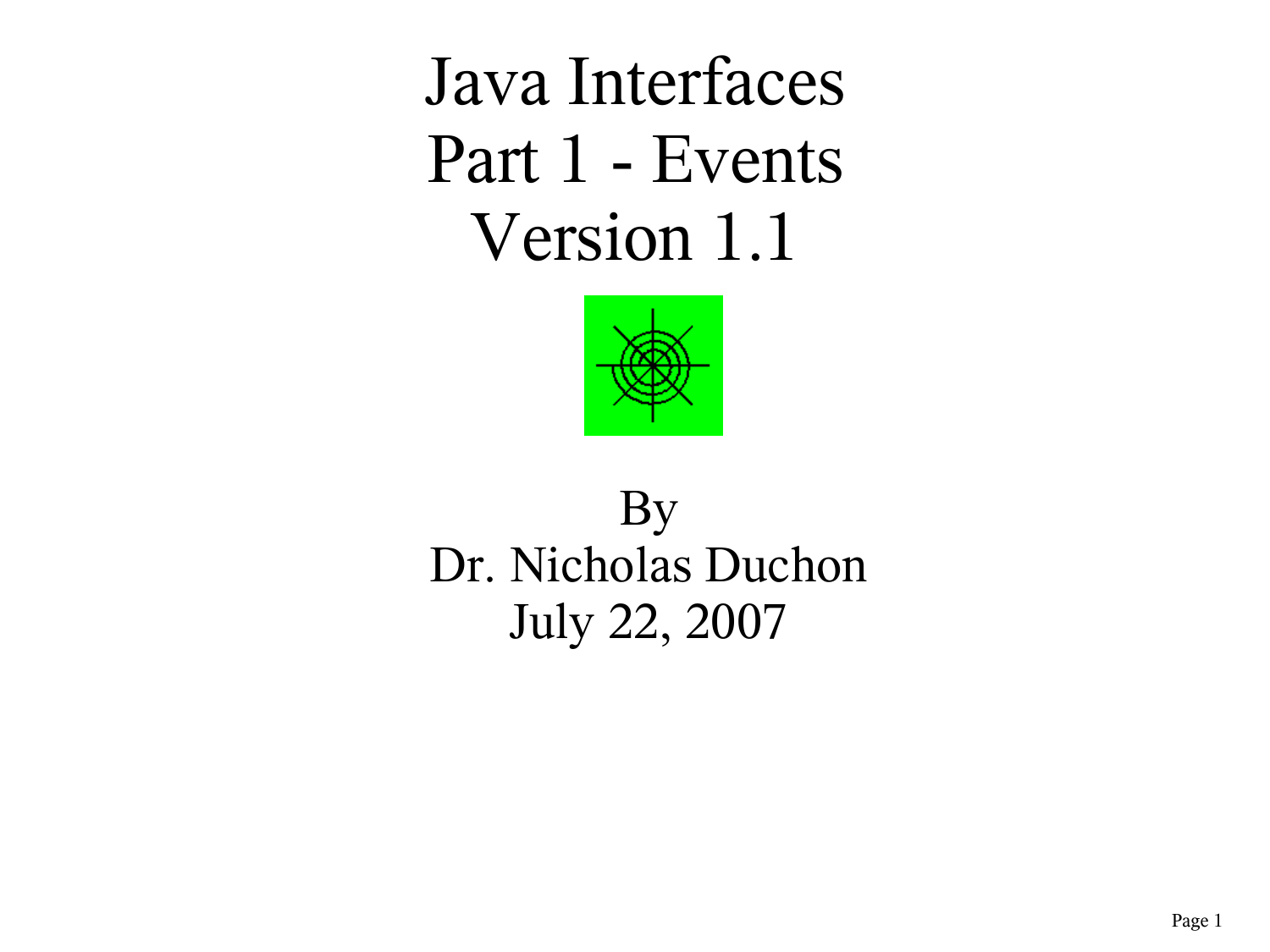# Java Interfaces
# Part 1 - Events
# Version 1.1

By
Dr. Nicholas Duchon
July 22, 2007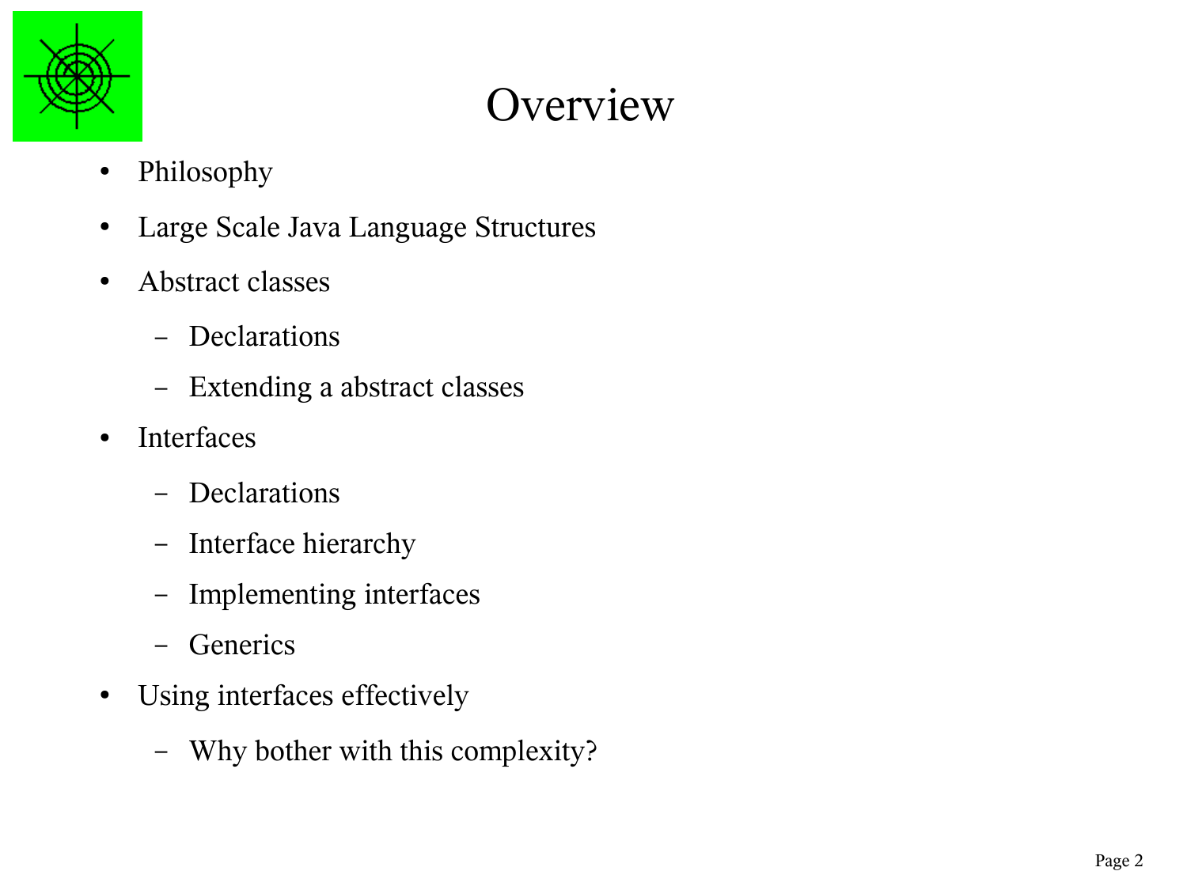# Overview

- Philosophy
- Large Scale Java Language Structures
- Abstract classes
  - Declarations
  - Extending a abstract classes
- Interfaces
  - Declarations
  - Interface hierarchy
  - Implementing interfaces
  - Generics
- Using interfaces effectively
  - Why bother with this complexity?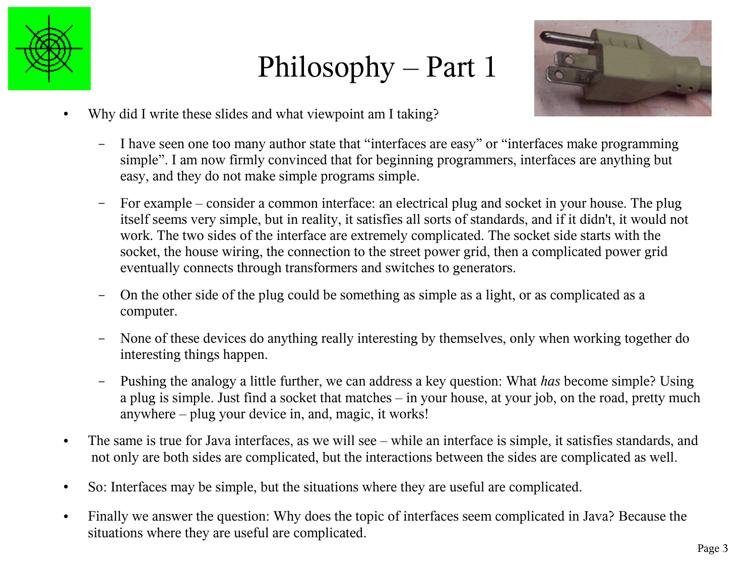# Philosophy – Part 1

- Why did I write these slides and what viewpoint am I taking?
  - I have seen one too many author state that "interfaces are easy" or "interfaces make programming simple". I am now firmly convinced that for beginning programmers, interfaces are anything but easy, and they do not make simple programs simple.
  - For example – consider a common interface: an electrical plug and socket in your house. The plug itself seems very simple, but in reality, it satisfies all sorts of standards, and if it didn't, it would not work. The two sides of the interface are extremely complicated. The socket side starts with the socket, the house wiring, the connection to the street power grid, then a complicated power grid eventually connects through transformers and switches to generators.
  - On the other side of the plug could be something as simple as a light, or as complicated as a computer.
  - None of these devices do anything really interesting by themselves, only when working together do interesting things happen.
  - Pushing the analogy a little further, we can address a key question: What *has* become simple? Using a plug is simple. Just find a socket that matches – in your house, at your job, on the road, pretty much anywhere – plug your device in, and, magic, it works!
- The same is true for Java interfaces, as we will see – while an interface is simple, it satisfies standards, and not only are both sides are complicated, but the interactions between the sides are complicated as well.
- So: Interfaces may be simple, but the situations where they are useful are complicated.
- Finally we answer the question: Why does the topic of interfaces seem complicated in Java? Because the situations where they are useful are complicated.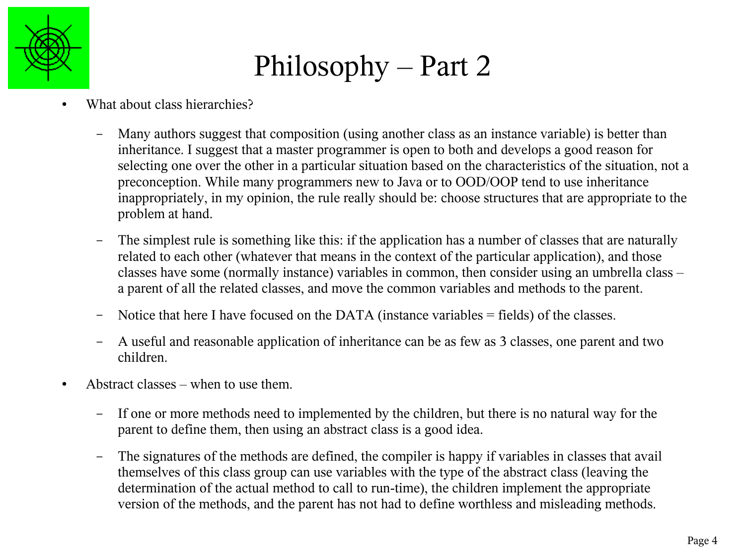# Philosophy – Part 2

- What about class hierarchies?
  - Many authors suggest that composition (using another class as an instance variable) is better than inheritance. I suggest that a master programmer is open to both and develops a good reason for selecting one over the other in a particular situation based on the characteristics of the situation, not a preconception. While many programmers new to Java or to OOD/OOP tend to use inheritance inappropriately, in my opinion, the rule really should be: choose structures that are appropriate to the problem at hand.
  - The simplest rule is something like this: if the application has a number of classes that are naturally related to each other (whatever that means in the context of the particular application), and those classes have some (normally instance) variables in common, then consider using an umbrella class – a parent of all the related classes, and move the common variables and methods to the parent.
  - Notice that here I have focused on the DATA (instance variables = fields) of the classes.
  - A useful and reasonable application of inheritance can be as few as 3 classes, one parent and two children.
- Abstract classes – when to use them.
  - If one or more methods need to implemented by the children, but there is no natural way for the parent to define them, then using an abstract class is a good idea.
  - The signatures of the methods are defined, the compiler is happy if variables in classes that avail themselves of this class group can use variables with the type of the abstract class (leaving the determination of the actual method to call to run-time), the children implement the appropriate version of the methods, and the parent has not had to define worthless and misleading methods.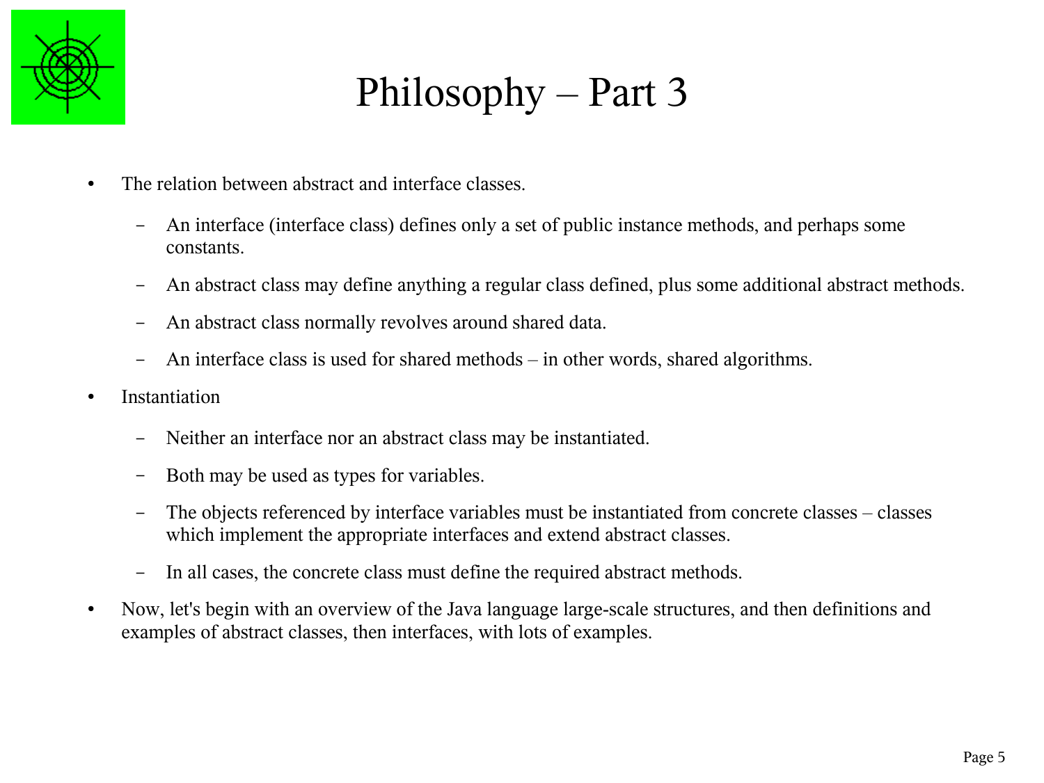# Philosophy – Part 3

- The relation between abstract and interface classes.
  - An interface (interface class) defines only a set of public instance methods, and perhaps some constants.
  - An abstract class may define anything a regular class defined, plus some additional abstract methods.
  - An abstract class normally revolves around shared data.
  - An interface class is used for shared methods – in other words, shared algorithms.
- Instantiation
  - Neither an interface nor an abstract class may be instantiated.
  - Both may be used as types for variables.
  - The objects referenced by interface variables must be instantiated from concrete classes – classes which implement the appropriate interfaces and extend abstract classes.
  - In all cases, the concrete class must define the required abstract methods.
- Now, let's begin with an overview of the Java language large-scale structures, and then definitions and examples of abstract classes, then interfaces, with lots of examples.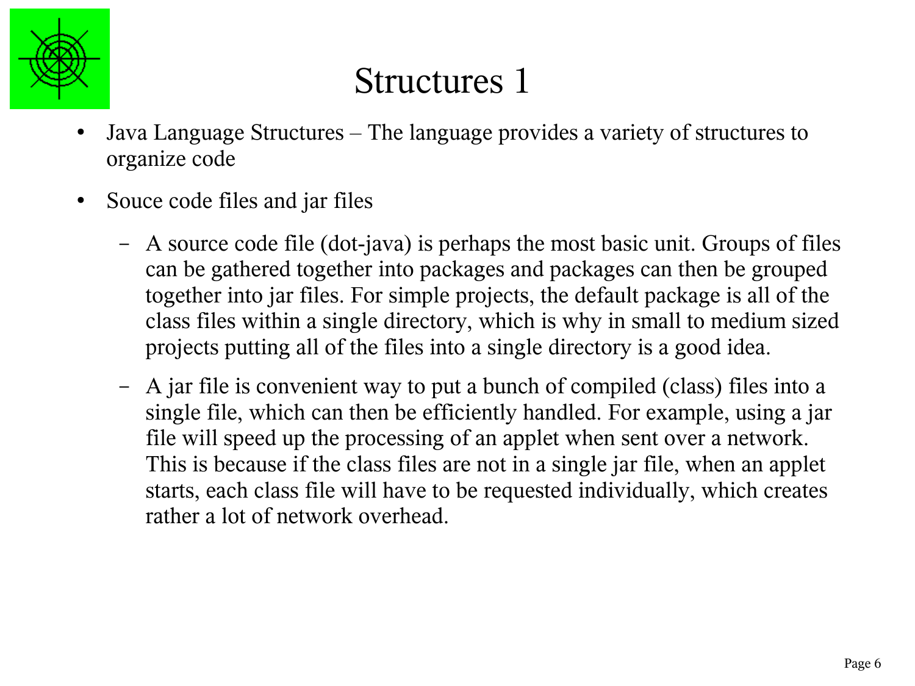# Structures 1

- Java Language Structures – The language provides a variety of structures to organize code
- Souce code files and jar files
  - A source code file (dot-java) is perhaps the most basic unit. Groups of files can be gathered together into packages and packages can then be grouped together into jar files. For simple projects, the default package is all of the class files within a single directory, which is why in small to medium sized projects putting all of the files into a single directory is a good idea.
  - A jar file is convenient way to put a bunch of compiled (class) files into a single file, which can then be efficiently handled. For example, using a jar file will speed up the processing of an applet when sent over a network. This is because if the class files are not in a single jar file, when an applet starts, each class file will have to be requested individually, which creates rather a lot of network overhead.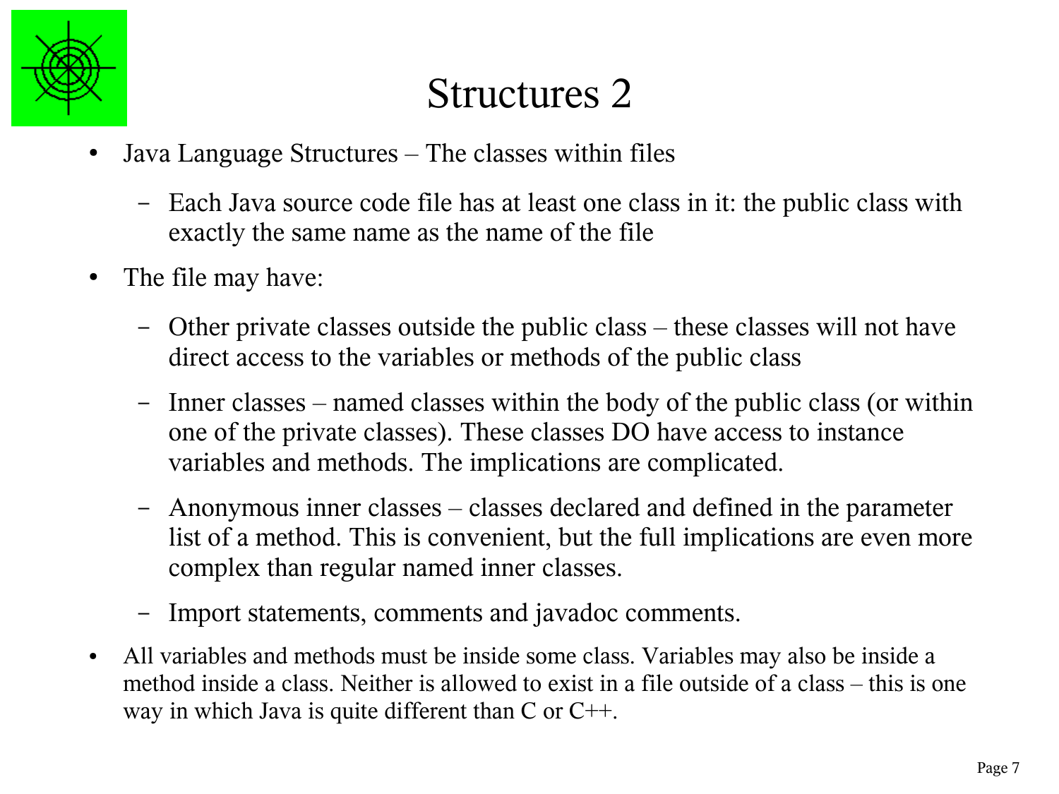# Structures 2

- Java Language Structures – The classes within files
  - Each Java source code file has at least one class in it: the public class with exactly the same name as the name of the file
- The file may have:
  - Other private classes outside the public class – these classes will not have direct access to the variables or methods of the public class
  - Inner classes – named classes within the body of the public class (or within one of the private classes). These classes DO have access to instance variables and methods. The implications are complicated.
  - Anonymous inner classes – classes declared and defined in the parameter list of a method. This is convenient, but the full implications are even more complex than regular named inner classes.
  - Import statements, comments and javadoc comments.
- All variables and methods must be inside some class. Variables may also be inside a method inside a class. Neither is allowed to exist in a file outside of a class – this is one way in which Java is quite different than C or C++.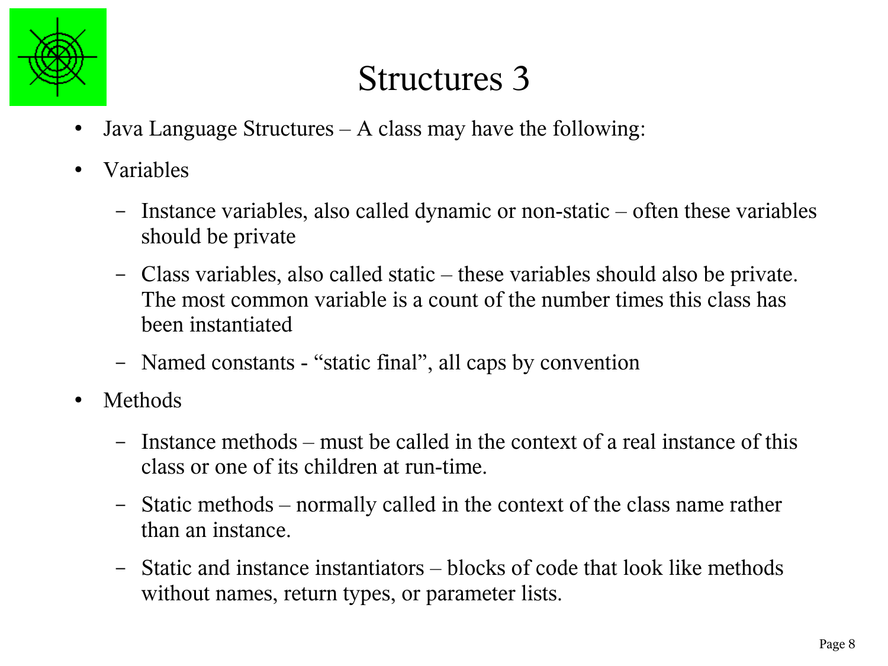# Structures 3

- Java Language Structures – A class may have the following:
- Variables
  - Instance variables, also called dynamic or non-static – often these variables should be private
  - Class variables, also called static – these variables should also be private. The most common variable is a count of the number times this class has been instantiated
  - Named constants - “static final”, all caps by convention
- Methods
  - Instance methods – must be called in the context of a real instance of this class or one of its children at run-time.
  - Static methods – normally called in the context of the class name rather than an instance.
  - Static and instance instantiators – blocks of code that look like methods without names, return types, or parameter lists.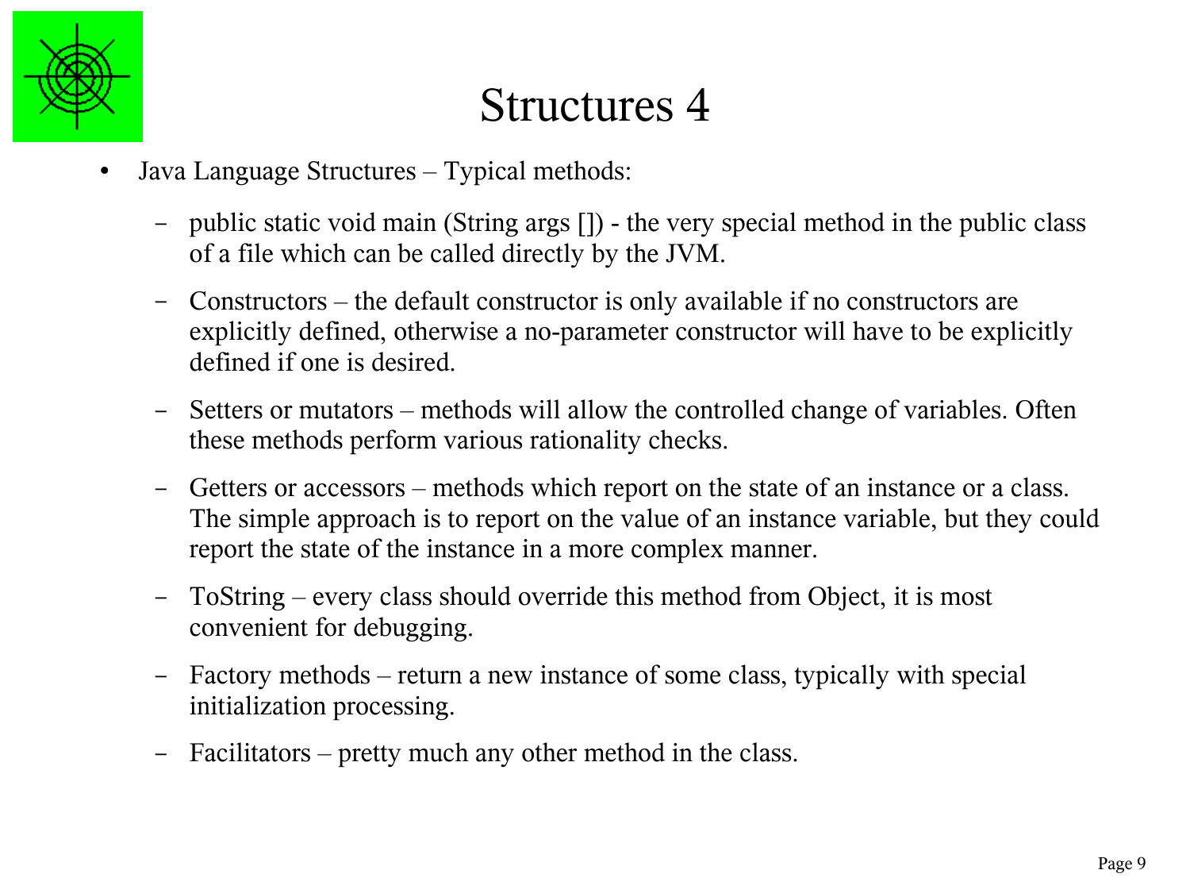# Structures 4

- Java Language Structures – Typical methods:
  - public static void main (String args []) - the very special method in the public class of a file which can be called directly by the JVM.
  - Constructors – the default constructor is only available if no constructors are explicitly defined, otherwise a no-parameter constructor will have to be explicitly defined if one is desired.
  - Setters or mutators – methods will allow the controlled change of variables. Often these methods perform various rationality checks.
  - Getters or accessors – methods which report on the state of an instance or a class. The simple approach is to report on the value of an instance variable, but they could report the state of the instance in a more complex manner.
  - ToString – every class should override this method from Object, it is most convenient for debugging.
  - Factory methods – return a new instance of some class, typically with special initialization processing.
  - Facilitators – pretty much any other method in the class.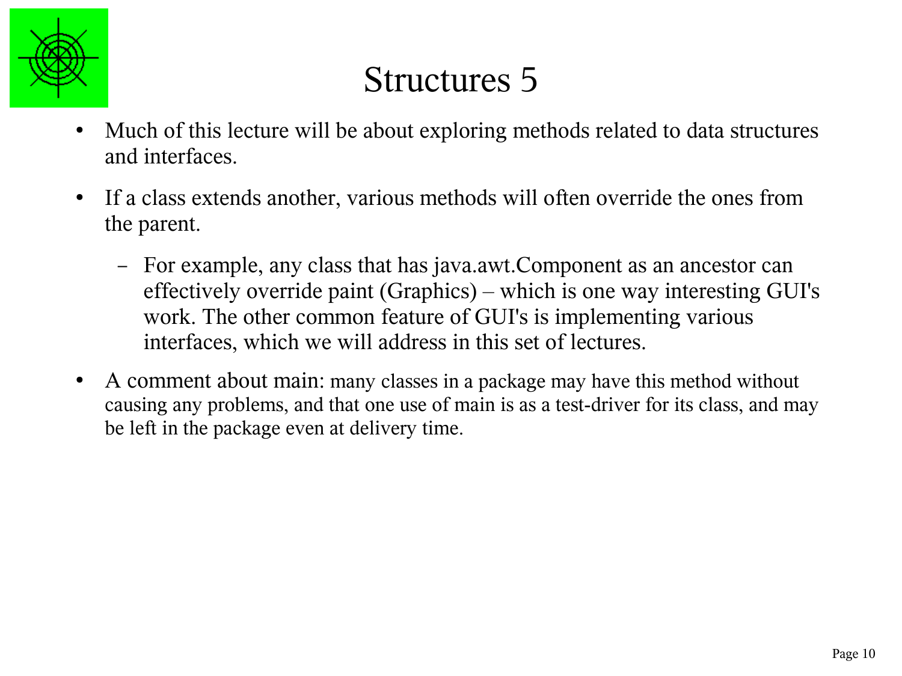# Structures 5

- Much of this lecture will be about exploring methods related to data structures and interfaces.
- If a class extends another, various methods will often override the ones from the parent.
  - For example, any class that has java.awt.Component as an ancestor can effectively override paint (Graphics) – which is one way interesting GUI's work. The other common feature of GUI's is implementing various interfaces, which we will address in this set of lectures.
- A comment about main: many classes in a package may have this method without causing any problems, and that one use of main is as a test-driver for its class, and may be left in the package even at delivery time.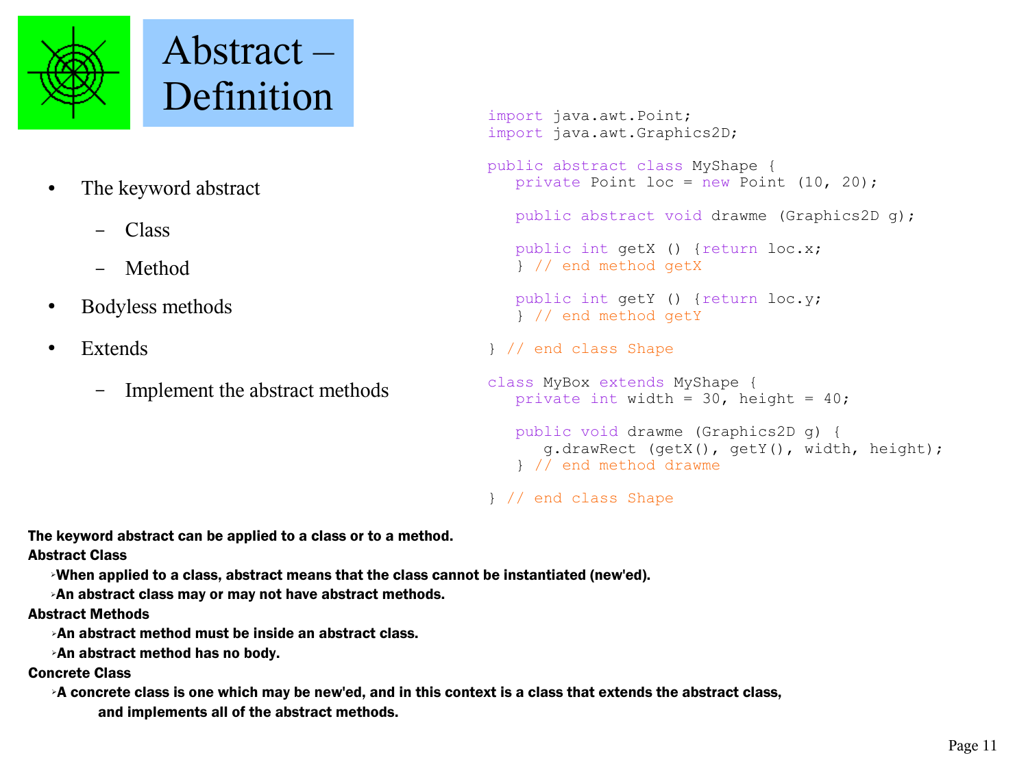# Abstract – Definition

- The keyword abstract
  - Class
  - Method
- Bodyless methods
- Extends
  - Implement the abstract methods

```java
import java.awt.Point;
import java.awt.Graphics2D;

public abstract class MyShape {
   private Point loc = new Point (10, 20);

   public abstract void drawme (Graphics2D g);

   public int getX () {return loc.x;
   } // end method getX

   public int getY () {return loc.y;
   } // end method getY

} // end class Shape

class MyBox extends MyShape {
   private int width = 30, height = 40;

   public void drawme (Graphics2D g) {
      g.drawRect (getX(), getY(), width, height);
   } // end method drawme

} // end class Shape
```

**The keyword abstract can be applied to a class or to a method.**

**Abstract Class**

- **When applied to a class, abstract means that the class cannot be instantiated (new'ed).**
- **An abstract class may or may not have abstract methods.**

**Abstract Methods**

- **An abstract method must be inside an abstract class.**
- **An abstract method has no body.**

**Concrete Class**

- **A concrete class is one which may be new'ed, and in this context is a class that extends the abstract class, and implements all of the abstract methods.**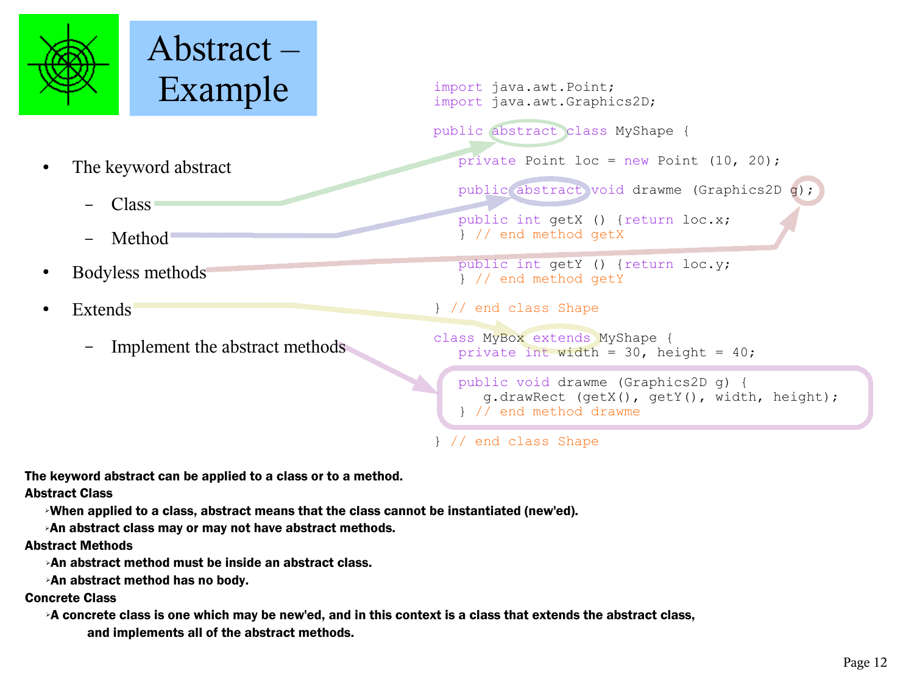# Abstract – Example

- The keyword abstract
  - Class
  - Method
- Bodyless methods
- Extends
  - Implement the abstract methods

```java
import java.awt.Point;
import java.awt.Graphics2D;

public abstract class MyShape {

   private Point loc = new Point (10, 20);

   public abstract void drawme (Graphics2D g);

   public int getX () {return loc.x;
   } // end method getX

   public int getY () {return loc.y;
   } // end method getY

} // end class Shape

class MyBox extends MyShape {
   private int width = 30, height = 40;

   public void drawme (Graphics2D g) {
      g.drawRect (getX(), getY(), width, height);
   } // end method drawme

} // end class Shape
```

**The keyword abstract can be applied to a class or to a method.**

**Abstract Class**

- **When applied to a class, abstract means that the class cannot be instantiated (new'ed).**
- **An abstract class may or may not have abstract methods.**

**Abstract Methods**

- **An abstract method must be inside an abstract class.**
- **An abstract method has no body.**

**Concrete Class**

- **A concrete class is one which may be new'ed, and in this context is a class that extends the abstract class, and implements all of the abstract methods.**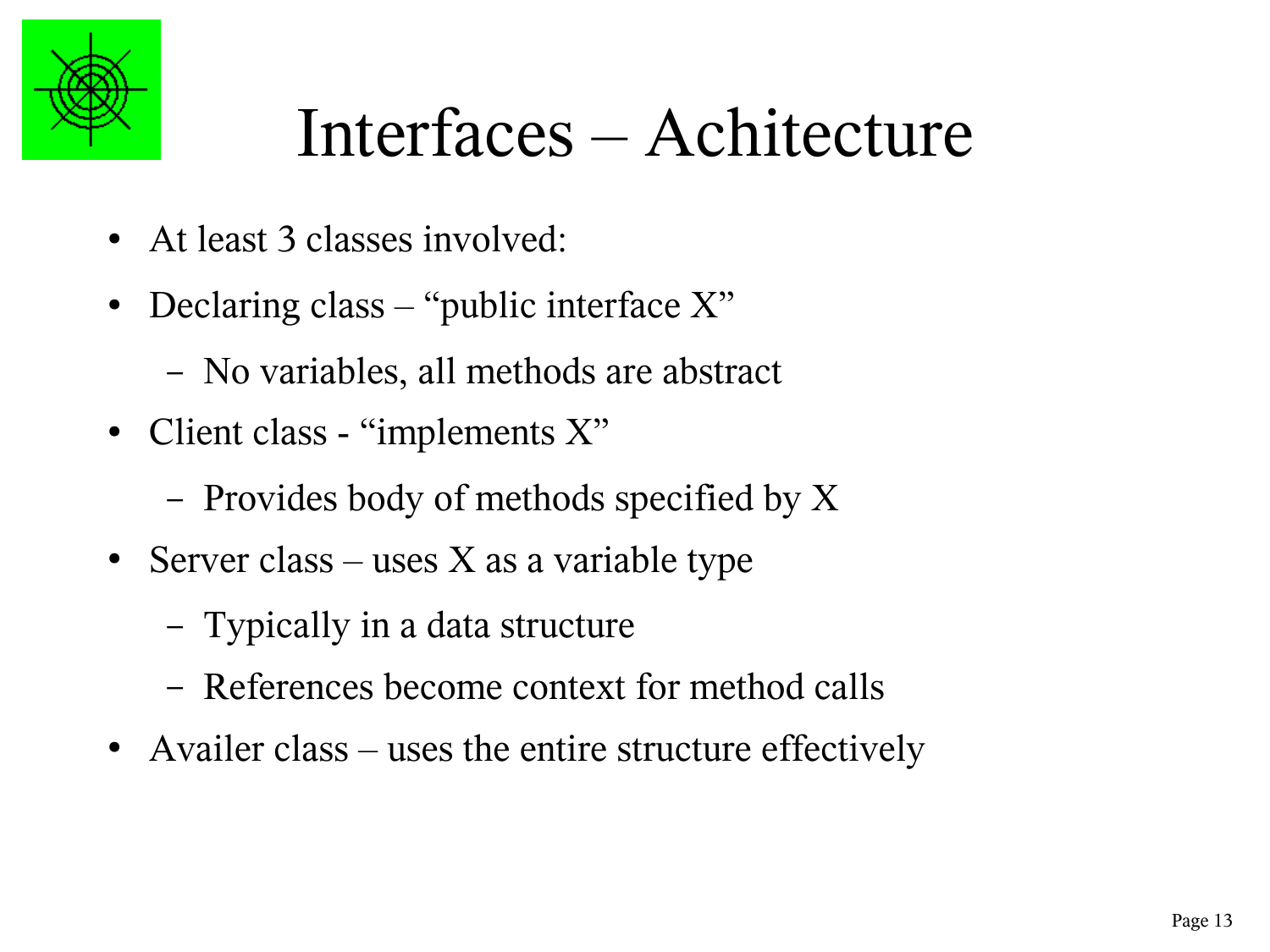# Interfaces – Achitecture

- At least 3 classes involved:
- Declaring class – “public interface X”
  - No variables, all methods are abstract
- Client class - “implements X”
  - Provides body of methods specified by X
- Server class – uses X as a variable type
  - Typically in a data structure
  - References become context for method calls
- Availer class – uses the entire structure effectively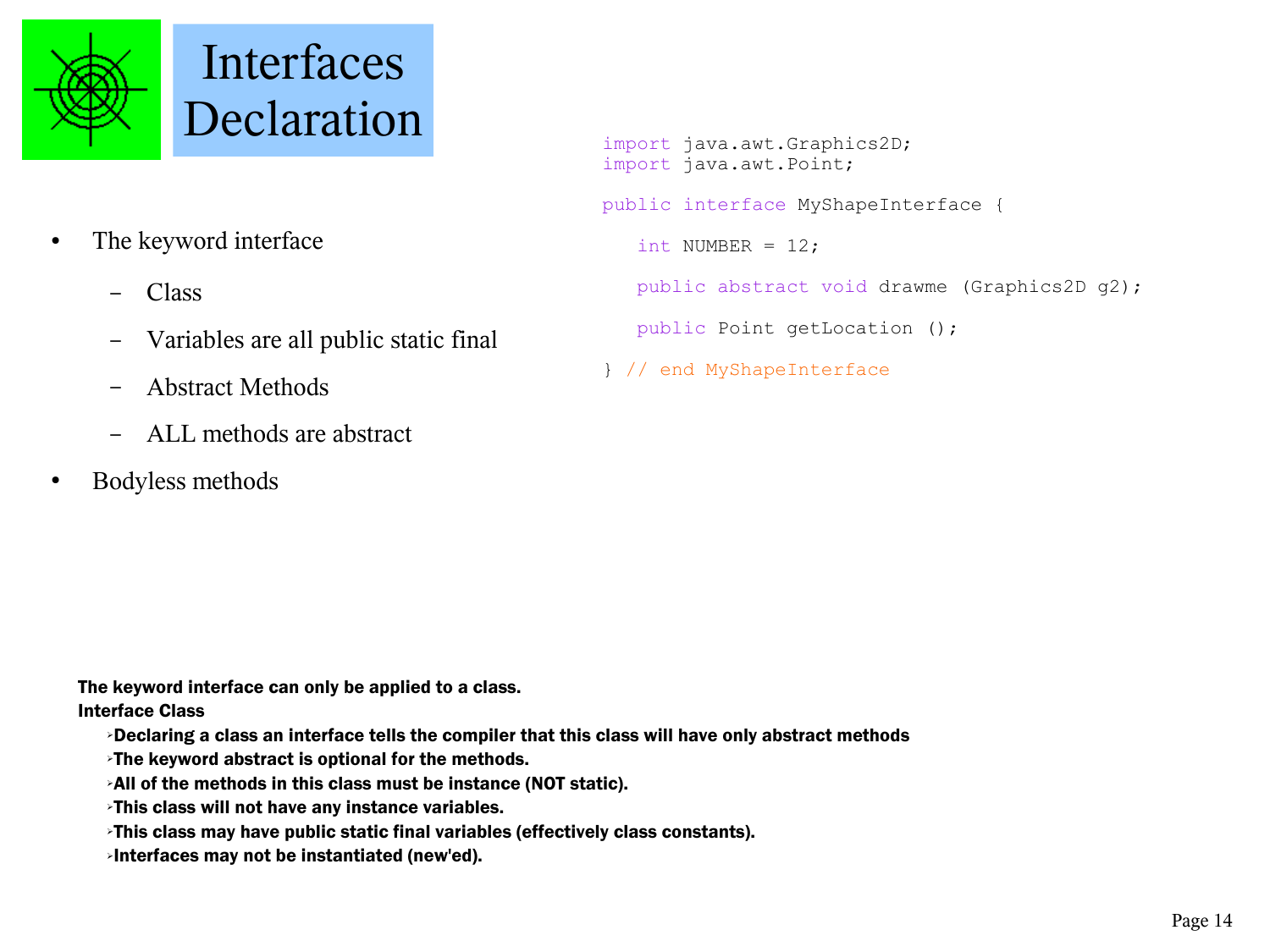# Interfaces Declaration

- The keyword interface
  - Class
  - Variables are all public static final
  - Abstract Methods
  - ALL methods are abstract
- Bodyless methods

```
import java.awt.Graphics2D;
import java.awt.Point;

public interface MyShapeInterface {

   int NUMBER = 12;

   public abstract void drawme (Graphics2D g2);

   public Point getLocation ();

} // end MyShapeInterface
```

**The keyword interface can only be applied to a class.**

**Interface Class**

- **Declaring a class an interface tells the compiler that this class will have only abstract methods**
- **The keyword abstract is optional for the methods.**
- **All of the methods in this class must be instance (NOT static).**
- **This class will not have any instance variables.**
- **This class may have public static final variables (effectively class constants).**
- **Interfaces may not be instantiated (new'ed).**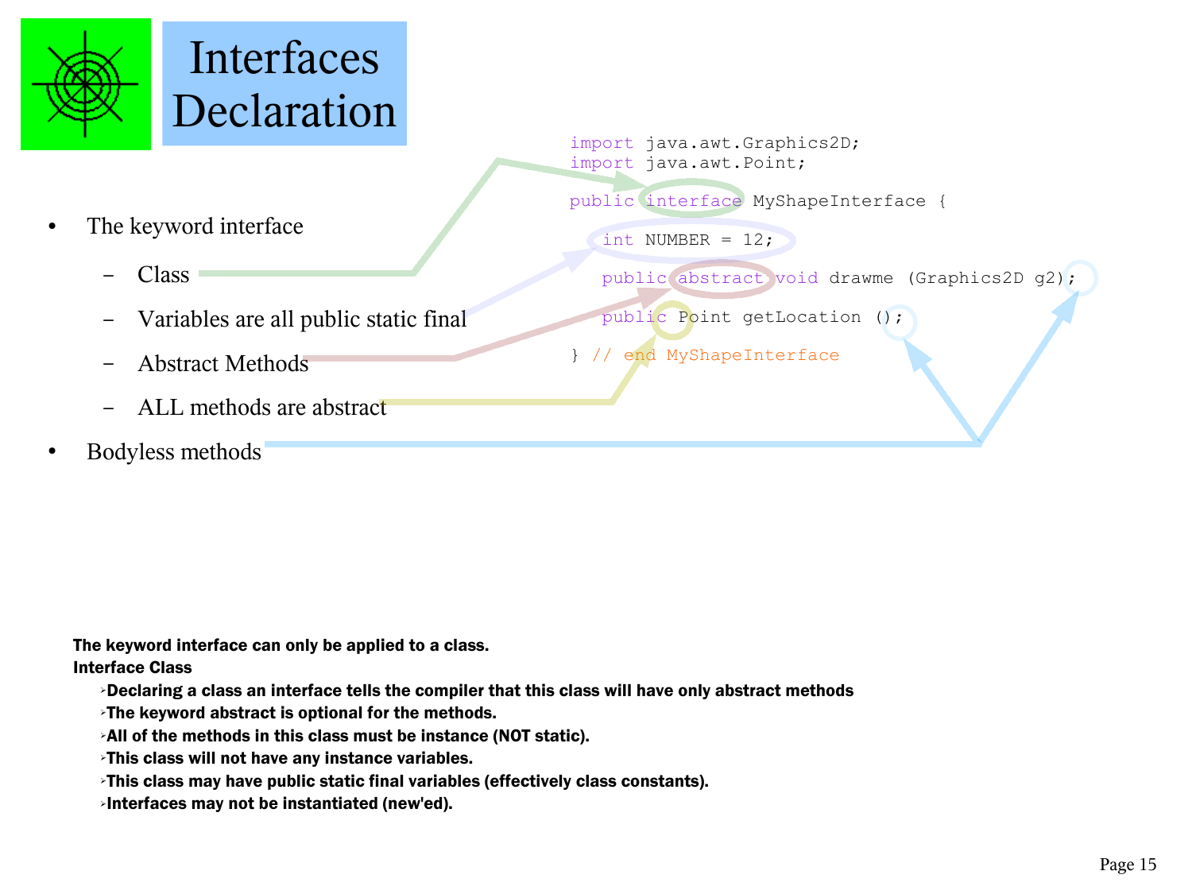# Interfaces Declaration

- The keyword interface
  - Class
  - Variables are all public static final
  - Abstract Methods
  - ALL methods are abstract
- Bodyless methods

```java
import java.awt.Graphics2D;
import java.awt.Point;

public interface MyShapeInterface {

   int NUMBER = 12;

   public abstract void drawme (Graphics2D g2);

   public Point getLocation ();

} // end MyShapeInterface
```

**The keyword interface can only be applied to a class.**
**Interface Class**

- **Declaring a class an interface tells the compiler that this class will have only abstract methods**
- **The keyword abstract is optional for the methods.**
- **All of the methods in this class must be instance (NOT static).**
- **This class will not have any instance variables.**
- **This class may have public static final variables (effectively class constants).**
- **Interfaces may not be instantiated (new'ed).**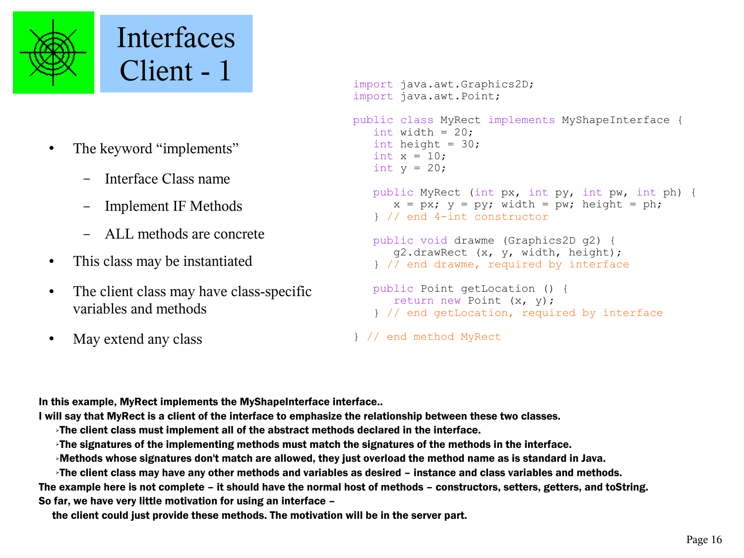# Interfaces Client - 1

- The keyword "implements"
  - Interface Class name
  - Implement IF Methods
  - ALL methods are concrete
- This class may be instantiated
- The client class may have class-specific variables and methods
- May extend any class

```java
import java.awt.Graphics2D;
import java.awt.Point;

public class MyRect implements MyShapeInterface {
   int width = 20;
   int height = 30;
   int x = 10;
   int y = 20;

   public MyRect (int px, int py, int pw, int ph) {
      x = px; y = py; width = pw; height = ph;
   } // end 4-int constructor

   public void drawme (Graphics2D g2) {
      g2.drawRect (x, y, width, height);
   } // end drawme, required by interface

   public Point getLocation () {
      return new Point (x, y);
   } // end getLocation, required by interface

} // end method MyRect
```

**In this example, MyRect implements the MyShapeInterface interface..**

**I will say that MyRect is a client of the interface to emphasize the relationship between these two classes.**

- **The client class must implement all of the abstract methods declared in the interface.**
- **The signatures of the implementing methods must match the signatures of the methods in the interface.**
- **Methods whose signatures don't match are allowed, they just overload the method name as is standard in Java.**
- **The client class may have any other methods and variables as desired – instance and class variables and methods.**

**The example here is not complete – it should have the normal host of methods – constructors, setters, getters, and toString.**

**So far, we have very little motivation for using an interface –**

**the client could just provide these methods. The motivation will be in the server part.**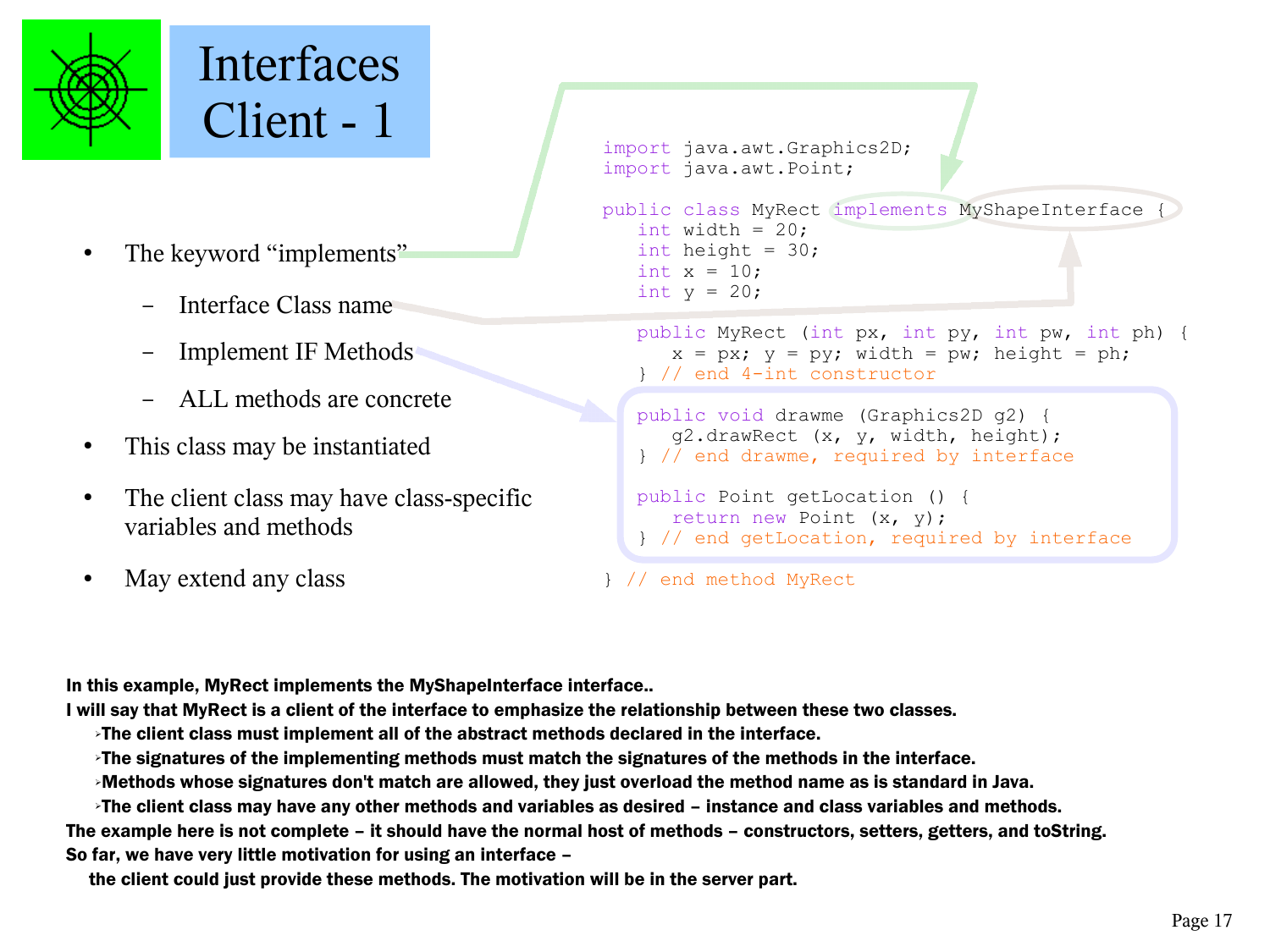# Interfaces Client - 1

- The keyword "implements"
  - Interface Class name
  - Implement IF Methods
  - ALL methods are concrete
- This class may be instantiated
- The client class may have class-specific variables and methods
- May extend any class

```java
import java.awt.Graphics2D;
import java.awt.Point;

public class MyRect implements MyShapeInterface {
   int width = 20;
   int height = 30;
   int x = 10;
   int y = 20;

   public MyRect (int px, int py, int pw, int ph) {
      x = px; y = py; width = pw; height = ph;
   } // end 4-int constructor

   public void drawme (Graphics2D g2) {
      g2.drawRect (x, y, width, height);
   } // end drawme, required by interface

   public Point getLocation () {
      return new Point (x, y);
   } // end getLocation, required by interface

} // end method MyRect
```

**In this example, MyRect implements the MyShapeInterface interface..**

**I will say that MyRect is a client of the interface to emphasize the relationship between these two classes.**

- **The client class must implement all of the abstract methods declared in the interface.**
- **The signatures of the implementing methods must match the signatures of the methods in the interface.**
- **Methods whose signatures don't match are allowed, they just overload the method name as is standard in Java.**
- **The client class may have any other methods and variables as desired – instance and class variables and methods.**

**The example here is not complete – it should have the normal host of methods – constructors, setters, getters, and toString.**

**So far, we have very little motivation for using an interface –**

**the client could just provide these methods. The motivation will be in the server part.**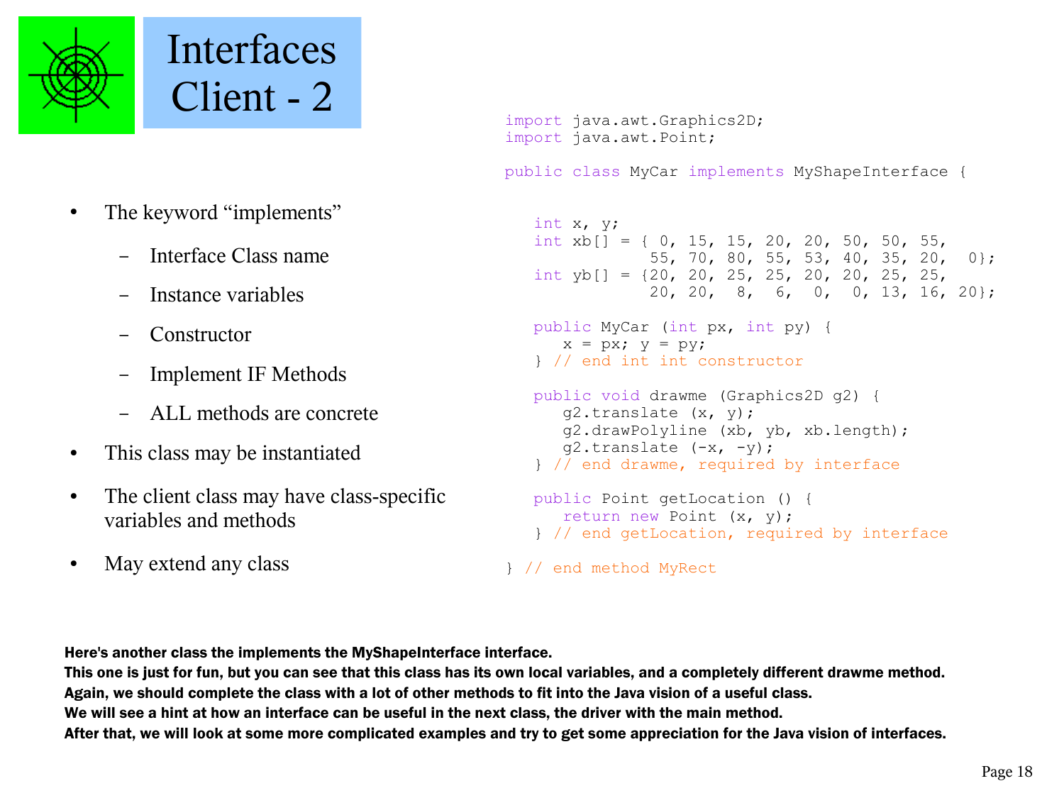# Interfaces Client - 2

- The keyword "implements"
  - Interface Class name
  - Instance variables
  - Constructor
  - Implement IF Methods
  - ALL methods are concrete
- This class may be instantiated
- The client class may have class-specific variables and methods
- May extend any class

```java
import java.awt.Graphics2D;
import java.awt.Point;

public class MyCar implements MyShapeInterface {

   int x, y;
   int xb[] = { 0, 15, 15, 20, 20, 50, 50, 55,
               55, 70, 80, 55, 53, 40, 35, 20,  0};
   int yb[] = {20, 20, 25, 25, 20, 20, 25, 25,
               20, 20,  8,  6,  0,  0, 13, 16, 20};

   public MyCar (int px, int py) {
      x = px; y = py;
   } // end int int constructor

   public void drawme (Graphics2D g2) {
      g2.translate (x, y);
      g2.drawPolyline (xb, yb, xb.length);
      g2.translate (-x, -y);
   } // end drawme, required by interface

   public Point getLocation () {
      return new Point (x, y);
   } // end getLocation, required by interface

} // end method MyRect
```

**Here's another class the implements the MyShapeInterface interface.**
**This one is just for fun, but you can see that this class has its own local variables, and a completely different drawme method.**
**Again, we should complete the class with a lot of other methods to fit into the Java vision of a useful class.**
**We will see a hint at how an interface can be useful in the next class, the driver with the main method.**
**After that, we will look at some more complicated examples and try to get some appreciation for the Java vision of interfaces.**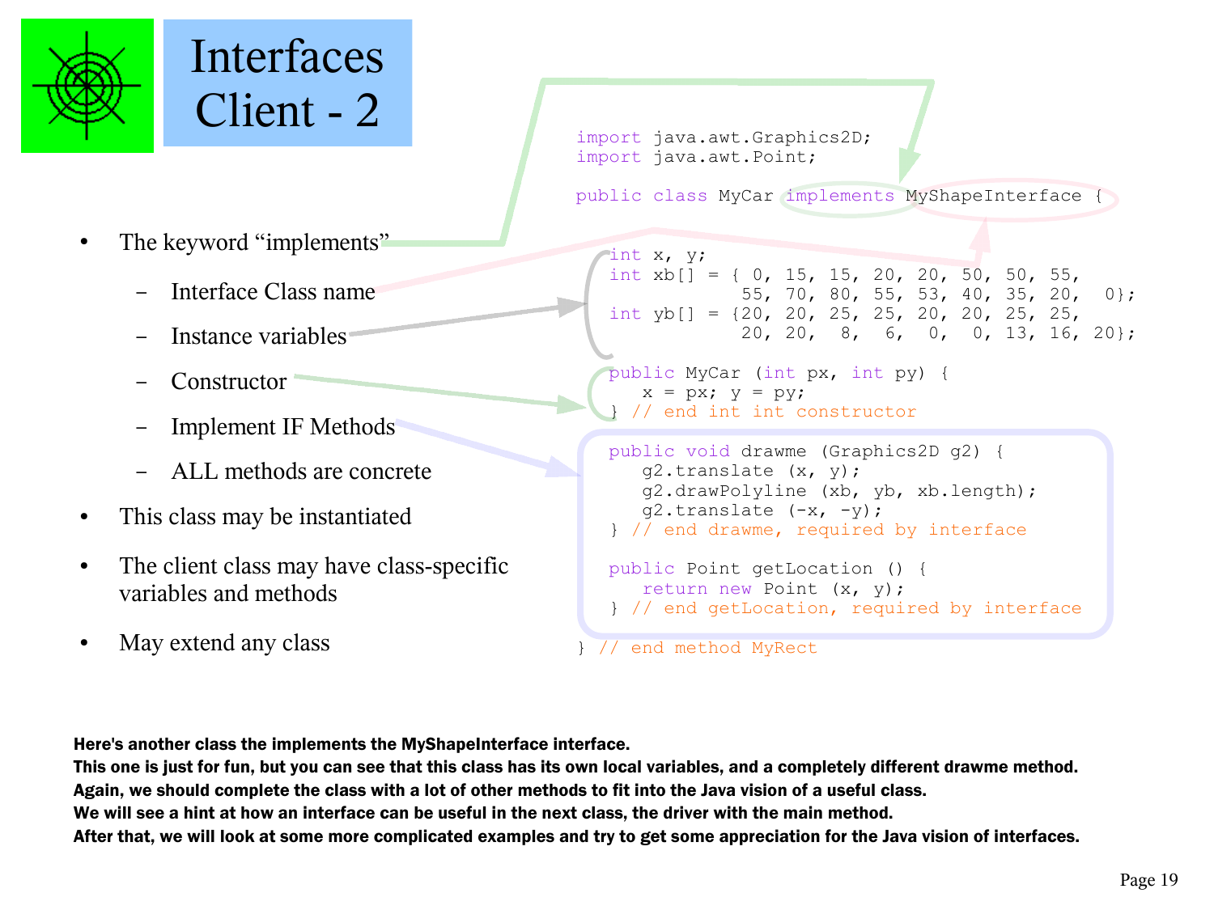# Interfaces Client - 2

- The keyword "implements"
  - Interface Class name
  - Instance variables
  - Constructor
  - Implement IF Methods
  - ALL methods are concrete
- This class may be instantiated
- The client class may have class-specific variables and methods
- May extend any class

```java
import java.awt.Graphics2D;
import java.awt.Point;

public class MyCar implements MyShapeInterface {

   int x, y;
   int xb[] = { 0, 15, 15, 20, 20, 50, 50, 55,
               55, 70, 80, 55, 53, 40, 35, 20,  0};
   int yb[] = {20, 20, 25, 25, 20, 20, 25, 25,
               20, 20,  8,  6,  0,  0, 13, 16, 20};

   public MyCar (int px, int py) {
      x = px; y = py;
   } // end int int constructor

   public void drawme (Graphics2D g2) {
      g2.translate (x, y);
      g2.drawPolyline (xb, yb, xb.length);
      g2.translate (-x, -y);
   } // end drawme, required by interface

   public Point getLocation () {
      return new Point (x, y);
   } // end getLocation, required by interface

} // end method MyRect
```

**Here's another class the implements the MyShapeInterface interface.**
**This one is just for fun, but you can see that this class has its own local variables, and a completely different drawme method.**
**Again, we should complete the class with a lot of other methods to fit into the Java vision of a useful class.**
**We will see a hint at how an interface can be useful in the next class, the driver with the main method.**
**After that, we will look at some more complicated examples and try to get some appreciation for the Java vision of interfaces.**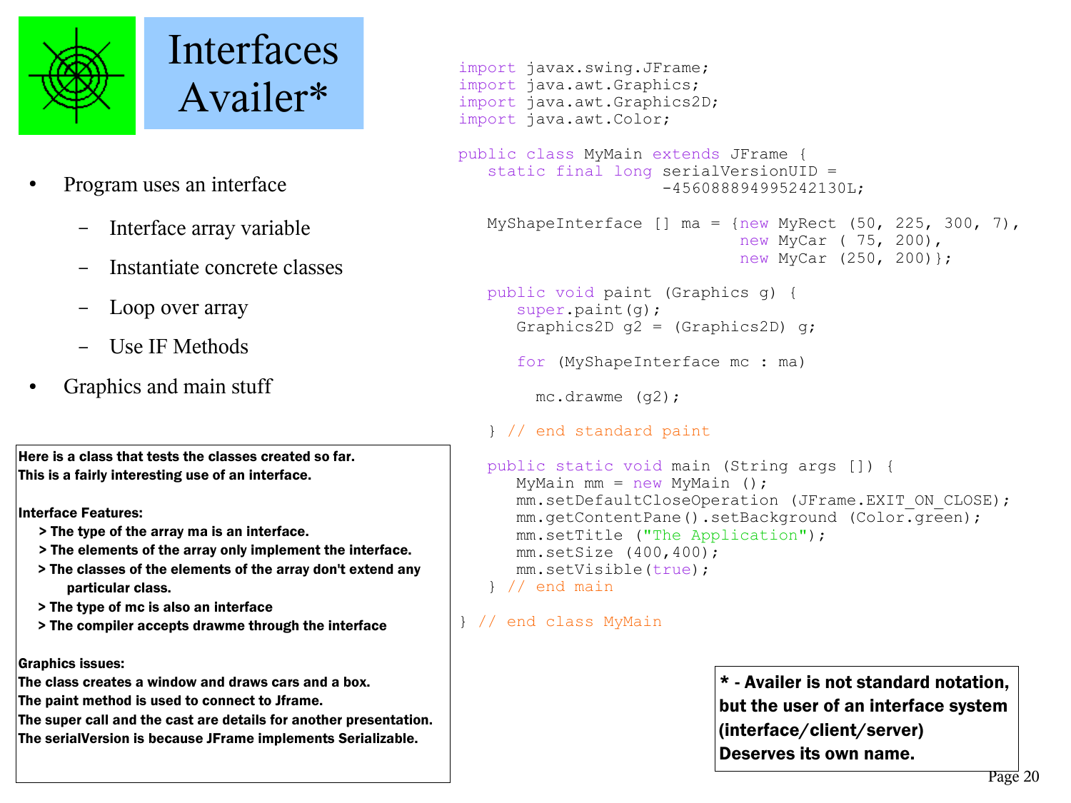# Interfaces Availer*

- Program uses an interface
  - Interface array variable
  - Instantiate concrete classes
  - Loop over array
  - Use IF Methods
- Graphics and main stuff

```
import javax.swing.JFrame;
import java.awt.Graphics;
import java.awt.Graphics2D;
import java.awt.Color;

public class MyMain extends JFrame {
   static final long serialVersionUID =
                     -456088894995242130L;

   MyShapeInterface [] ma = {new MyRect (50, 225, 300, 7),
                             new MyCar ( 75, 200),
                             new MyCar (250, 200)};

   public void paint (Graphics g) {
      super.paint(g);
      Graphics2D g2 = (Graphics2D) g;

      for (MyShapeInterface mc : ma)

        mc.drawme (g2);

   } // end standard paint

   public static void main (String args []) {
      MyMain mm = new MyMain ();
      mm.setDefaultCloseOperation (JFrame.EXIT_ON_CLOSE);
      mm.getContentPane().setBackground (Color.green);
      mm.setTitle ("The Application");
      mm.setSize (400,400);
      mm.setVisible(true);
   } // end main

} // end class MyMain
```

**Here is a class that tests the classes created so far.**
**This is a fairly interesting use of an interface.**

**Interface Features:**
- **> The type of the array ma is an interface.**
- **> The elements of the array only implement the interface.**
- **> The classes of the elements of the array don't extend any particular class.**
- **> The type of mc is also an interface**
- **> The compiler accepts drawme through the interface**

**Graphics issues:**
**The class creates a window and draws cars and a box.**
**The paint method is used to connect to Jframe.**
**The super call and the cast are details for another presentation.**
**The serialVersion is because JFrame implements Serializable.**

**\* - Availer is not standard notation, but the user of an interface system (interface/client/server) Deserves its own name.**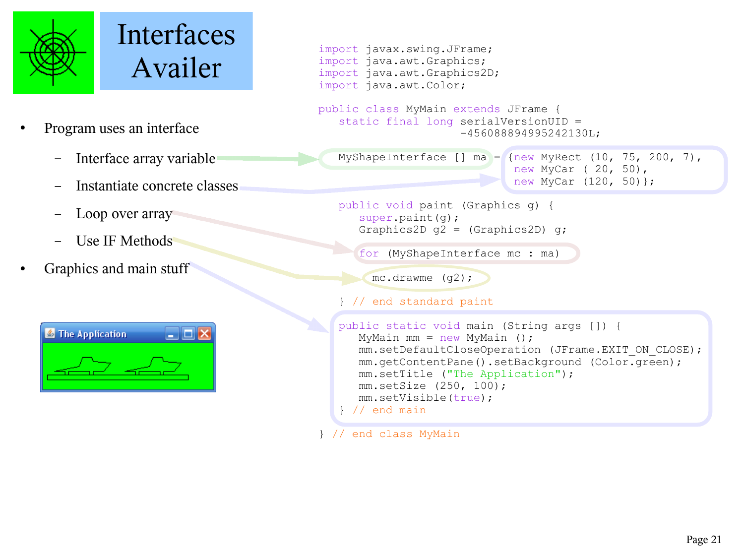# Interfaces Availer

- Program uses an interface
  - Interface array variable
  - Instantiate concrete classes
  - Loop over array
  - Use IF Methods
- Graphics and main stuff

```java
import javax.swing.JFrame;
import java.awt.Graphics;
import java.awt.Graphics2D;
import java.awt.Color;

public class MyMain extends JFrame {
   static final long serialVersionUID =
                        -4560888949952421300L;

   MyShapeInterface [] ma = {new MyRect (10, 75, 200, 7),
                             new MyCar ( 20, 50),
                             new MyCar (120, 50)};

   public void paint (Graphics g) {
      super.paint(g);
      Graphics2D g2 = (Graphics2D) g;
      for (MyShapeInterface mc : ma)
         mc.drawme (g2);
   } // end standard paint

   public static void main (String args []) {
      MyMain mm = new MyMain ();
      mm.setDefaultCloseOperation (JFrame.EXIT_ON_CLOSE);
      mm.getContentPane().setBackground (Color.green);
      mm.setTitle ("The Application");
      mm.setSize (250, 100);
      mm.setVisible(true);
   } // end main

} // end class MyMain
```

The Application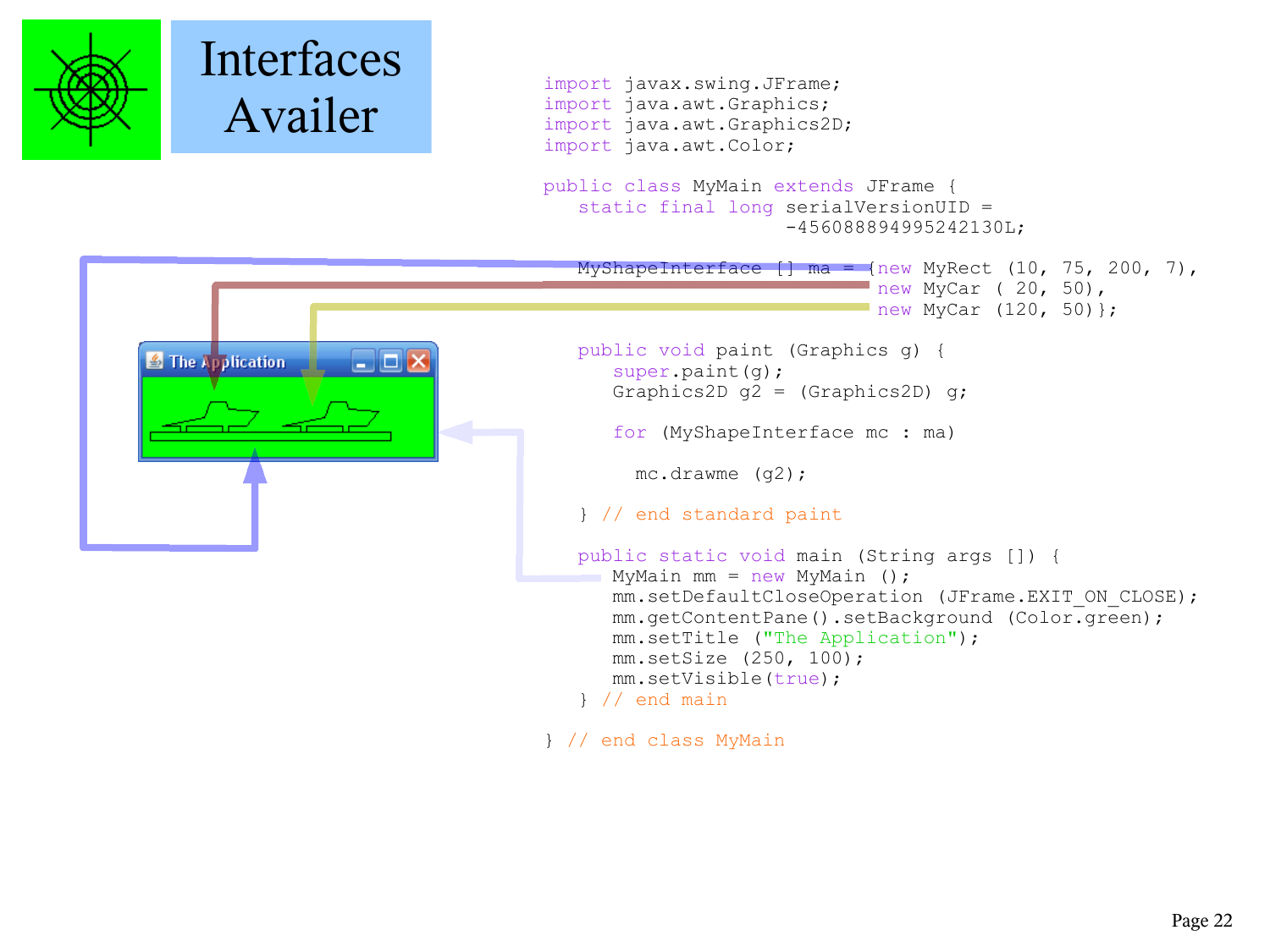# Interfaces Availer

```java
import javax.swing.JFrame;
import java.awt.Graphics;
import java.awt.Graphics2D;
import java.awt.Color;

public class MyMain extends JFrame {
   static final long serialVersionUID =
                    -4560888949952421130L;

   MyShapeInterface [] ma = {new MyRect (10, 75, 200, 7),
                             new MyCar ( 20, 50),
                             new MyCar (120, 50)};

   public void paint (Graphics g) {
      super.paint(g);
      Graphics2D g2 = (Graphics2D) g;

      for (MyShapeInterface mc : ma)

        mc.drawme (g2);

   } // end standard paint

   public static void main (String args []) {
      MyMain mm = new MyMain ();
      mm.setDefaultCloseOperation (JFrame.EXIT_ON_CLOSE);
      mm.getContentPane().setBackground (Color.green);
      mm.setTitle ("The Application");
      mm.setSize (250, 100);
      mm.setVisible(true);
   } // end main

} // end class MyMain
```

The Application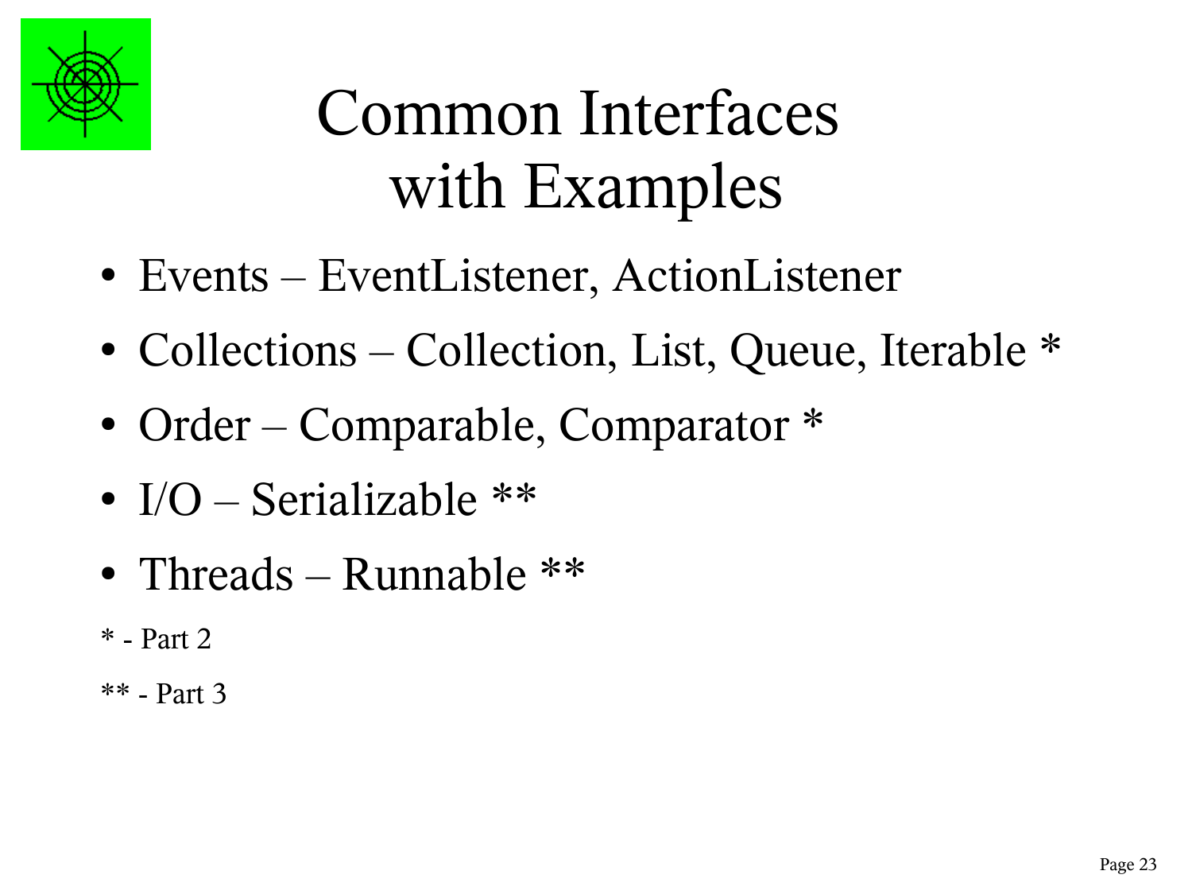# Common Interfaces with Examples

- Events – EventListener, ActionListener
- Collections – Collection, List, Queue, Iterable *
- Order – Comparable, Comparator *
- I/O – Serializable **
- Threads – Runnable **

\* - Part 2

** - Part 3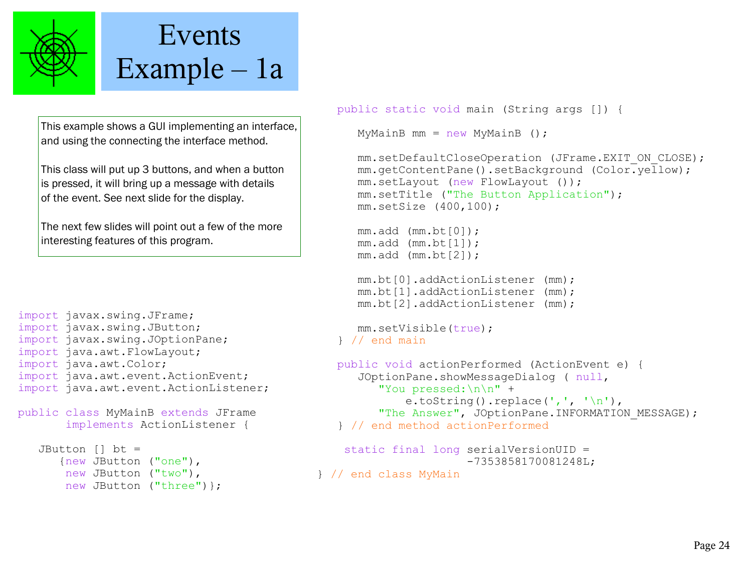# Events Example – 1a

This example shows a GUI implementing an interface, and using the connecting the interface method.

This class will put up 3 buttons, and when a button is pressed, it will bring up a message with details of the event. See next slide for the display.

The next few slides will point out a few of the more interesting features of this program.

```java
import javax.swing.JFrame;
import javax.swing.JButton;
import javax.swing.JOptionPane;
import java.awt.FlowLayout;
import java.awt.Color;
import java.awt.event.ActionEvent;
import java.awt.event.ActionListener;

public class MyMainB extends JFrame
       implements ActionListener {

   JButton [] bt =
      {new JButton ("one"),
       new JButton ("two"),
       new JButton ("three")};

   public static void main (String args []) {

      MyMainB mm = new MyMainB ();

      mm.setDefaultCloseOperation (JFrame.EXIT_ON_CLOSE);
      mm.getContentPane().setBackground (Color.yellow);
      mm.setLayout (new FlowLayout ());
      mm.setTitle ("The Button Application");
      mm.setSize (400,100);

      mm.add (mm.bt[0]);
      mm.add (mm.bt[1]);
      mm.add (mm.bt[2]);

      mm.bt[0].addActionListener (mm);
      mm.bt[1].addActionListener (mm);
      mm.bt[2].addActionListener (mm);

      mm.setVisible(true);
   } // end main

   public void actionPerformed (ActionEvent e) {
      JOptionPane.showMessageDialog ( null,
         "You pressed:\n\n" +
             e.toString().replace(',', '\n'),
         "The Answer", JOptionPane.INFORMATION_MESSAGE);
   } // end method actionPerformed

    static final long serialVersionUID =
                            -7353858170081248L;
} // end class MyMain
```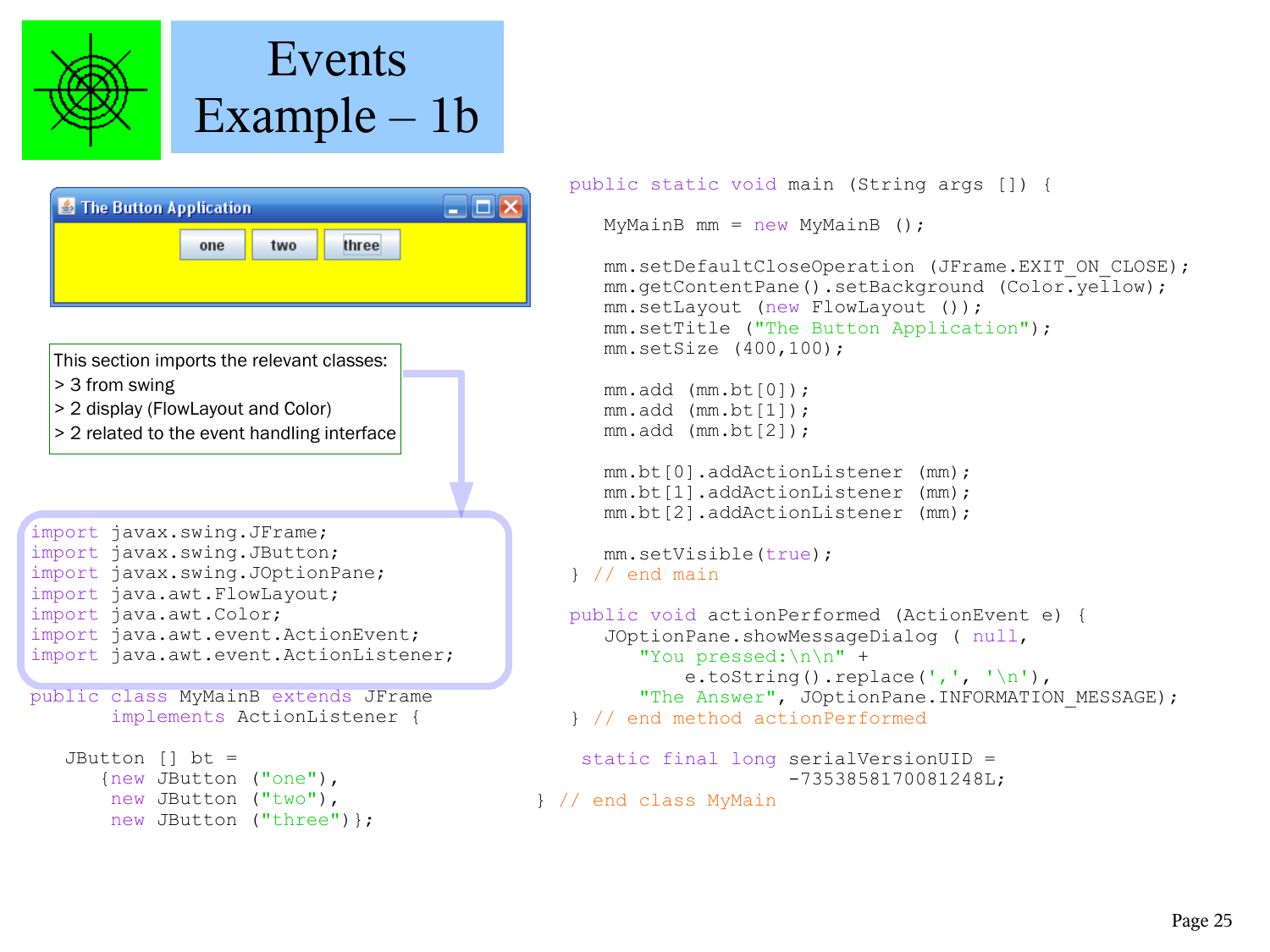# Events Example – 1b

The Button Application — one | two | three

This section imports the relevant classes:
> 3 from swing
> 2 display (FlowLayout and Color)
> 2 related to the event handling interface

```java
import javax.swing.JFrame;
import javax.swing.JButton;
import javax.swing.JOptionPane;
import java.awt.FlowLayout;
import java.awt.Color;
import java.awt.event.ActionEvent;
import java.awt.event.ActionListener;

public class MyMainB extends JFrame
        implements ActionListener {

    JButton [] bt =
      {new JButton ("one"),
       new JButton ("two"),
       new JButton ("three")};

  public static void main (String args []) {

    MyMainB mm = new MyMainB ();

    mm.setDefaultCloseOperation (JFrame.EXIT_ON_CLOSE);
    mm.getContentPane().setBackground (Color.yellow);
    mm.setLayout (new FlowLayout ());
    mm.setTitle ("The Button Application");
    mm.setSize (400,100);

    mm.add (mm.bt[0]);
    mm.add (mm.bt[1]);
    mm.add (mm.bt[2]);

    mm.bt[0].addActionListener (mm);
    mm.bt[1].addActionListener (mm);
    mm.bt[2].addActionListener (mm);

    mm.setVisible(true);
  } // end main

  public void actionPerformed (ActionEvent e) {
    JOptionPane.showMessageDialog ( null,
      "You pressed:\n\n" +
          e.toString().replace(',', '\n'),
      "The Answer", JOptionPane.INFORMATION_MESSAGE);
  } // end method actionPerformed

   static final long serialVersionUID =
         -7353858170081248L;
} // end class MyMain
```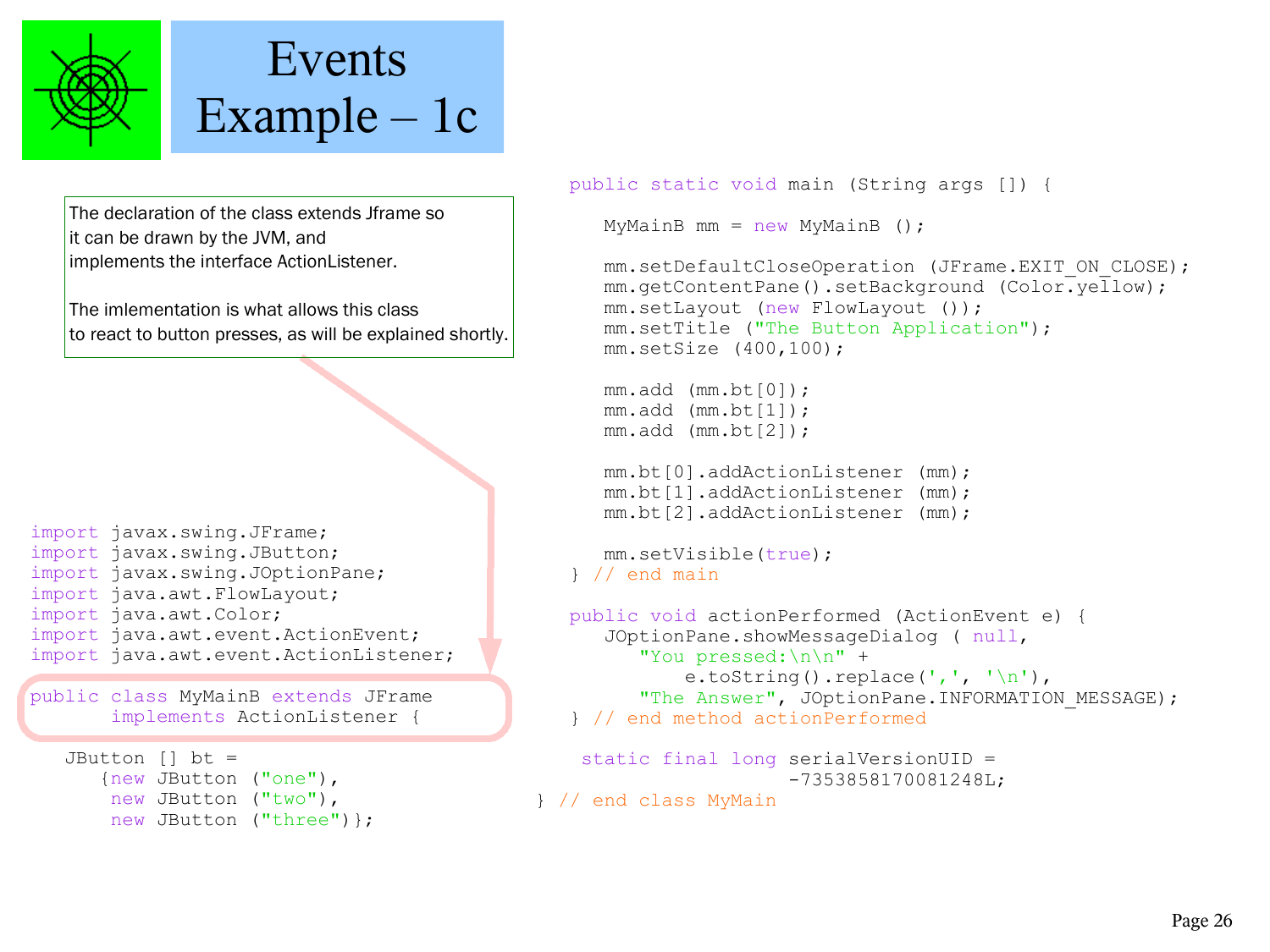# Events Example – 1c

The declaration of the class extends Jframe so it can be drawn by the JVM, and implements the interface ActionListener.

The imlementation is what allows this class to react to button presses, as will be explained shortly.

```java
import javax.swing.JFrame;
import javax.swing.JButton;
import javax.swing.JOptionPane;
import java.awt.FlowLayout;
import java.awt.Color;
import java.awt.event.ActionEvent;
import java.awt.event.ActionListener;

public class MyMainB extends JFrame
       implements ActionListener {

   JButton [] bt =
      {new JButton ("one"),
       new JButton ("two"),
       new JButton ("three")};

   public static void main (String args []) {

      MyMainB mm = new MyMainB ();

      mm.setDefaultCloseOperation (JFrame.EXIT_ON_CLOSE);
      mm.getContentPane().setBackground (Color.yellow);
      mm.setLayout (new FlowLayout ());
      mm.setTitle ("The Button Application");
      mm.setSize (400,100);

      mm.add (mm.bt[0]);
      mm.add (mm.bt[1]);
      mm.add (mm.bt[2]);

      mm.bt[0].addActionListener (mm);
      mm.bt[1].addActionListener (mm);
      mm.bt[2].addActionListener (mm);

      mm.setVisible(true);
   } // end main

   public void actionPerformed (ActionEvent e) {
      JOptionPane.showMessageDialog ( null,
         "You pressed:\n\n" +
             e.toString().replace(',', '\n'),
         "The Answer", JOptionPane.INFORMATION_MESSAGE);
   } // end method actionPerformed

    static final long serialVersionUID =
                 -7353858170081248L;
} // end class MyMain
```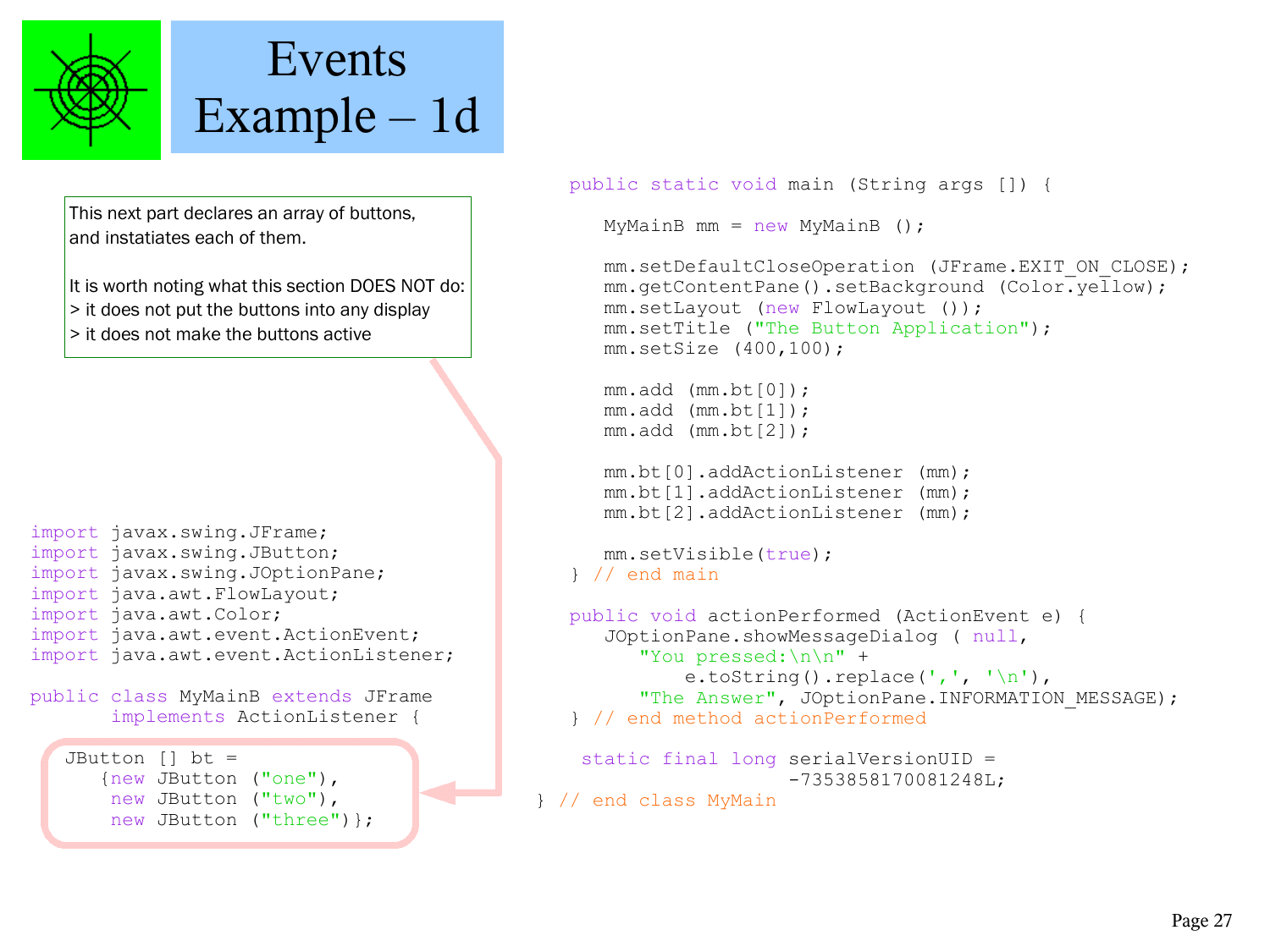# Events Example – 1d

This next part declares an array of buttons, and instatiates each of them.

It is worth noting what this section DOES NOT do:
> it does not put the buttons into any display
> it does not make the buttons active

```
import javax.swing.JFrame;
import javax.swing.JButton;
import javax.swing.JOptionPane;
import java.awt.FlowLayout;
import java.awt.Color;
import java.awt.event.ActionEvent;
import java.awt.event.ActionListener;

public class MyMainB extends JFrame
       implements ActionListener {

  JButton [] bt =
     {new JButton ("one"),
      new JButton ("two"),
      new JButton ("three")};

   public static void main (String args []) {

      MyMainB mm = new MyMainB ();

      mm.setDefaultCloseOperation (JFrame.EXIT_ON_CLOSE);
      mm.getContentPane().setBackground (Color.yellow);
      mm.setLayout (new FlowLayout ());
      mm.setTitle ("The Button Application");
      mm.setSize (400,100);

      mm.add (mm.bt[0]);
      mm.add (mm.bt[1]);
      mm.add (mm.bt[2]);

      mm.bt[0].addActionListener (mm);
      mm.bt[1].addActionListener (mm);
      mm.bt[2].addActionListener (mm);

      mm.setVisible(true);
   } // end main

   public void actionPerformed (ActionEvent e) {
      JOptionPane.showMessageDialog ( null,
         "You pressed:\n\n" +
             e.toString().replace(',', '\n'),
         "The Answer", JOptionPane.INFORMATION_MESSAGE);
   } // end method actionPerformed

    static final long serialVersionUID =
                      -7353858170081248L;
} // end class MyMain
```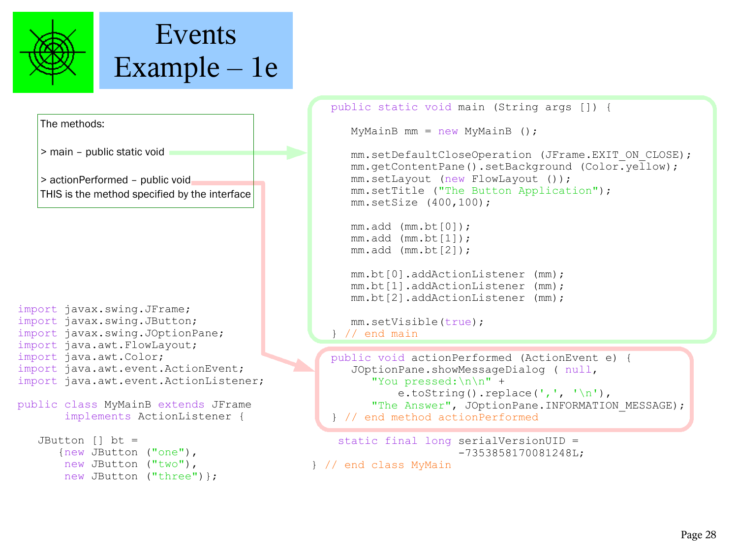# Events Example – 1e

The methods:

> main – public static void

> actionPerformed – public void
THIS is the method specified by the interface

```java
import javax.swing.JFrame;
import javax.swing.JButton;
import javax.swing.JOptionPane;
import java.awt.FlowLayout;
import java.awt.Color;
import java.awt.event.ActionEvent;
import java.awt.event.ActionListener;

public class MyMainB extends JFrame
       implements ActionListener {

   JButton [] bt =
      {new JButton ("one"),
       new JButton ("two"),
       new JButton ("three")};
```

```java
  public static void main (String args []) {

     MyMainB mm = new MyMainB ();

     mm.setDefaultCloseOperation (JFrame.EXIT_ON_CLOSE);
     mm.getContentPane().setBackground (Color.yellow);
     mm.setLayout (new FlowLayout ());
     mm.setTitle ("The Button Application");
     mm.setSize (400,100);

     mm.add (mm.bt[0]);
     mm.add (mm.bt[1]);
     mm.add (mm.bt[2]);

     mm.bt[0].addActionListener (mm);
     mm.bt[1].addActionListener (mm);
     mm.bt[2].addActionListener (mm);

     mm.setVisible(true);
  } // end main
```

```java
  public void actionPerformed (ActionEvent e) {
     JOptionPane.showMessageDialog ( null,
        "You pressed:\n\n" +
            e.toString().replace(',', '\n'),
        "The Answer", JOptionPane.INFORMATION_MESSAGE);
  } // end method actionPerformed

   static final long serialVersionUID =
                     -7353858170081248L;
} // end class MyMain
```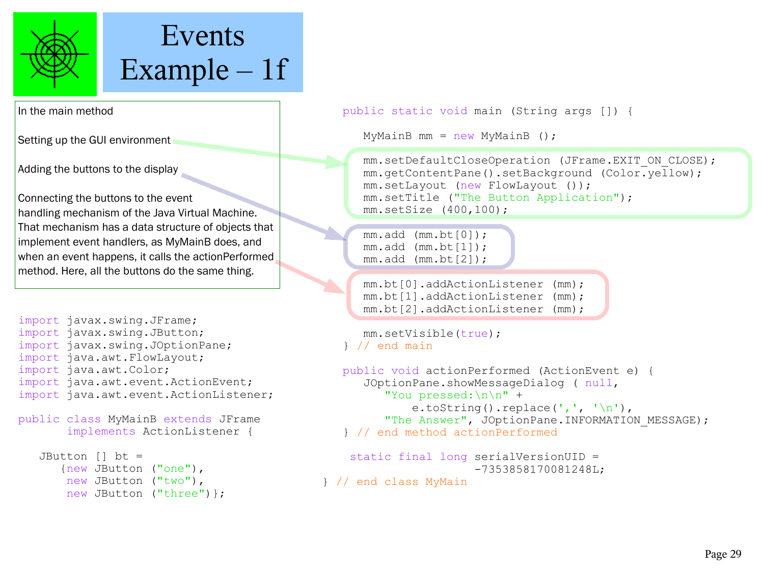# Events Example – 1f

In the main method

Setting up the GUI environment

Adding the buttons to the display

Connecting the buttons to the event handling mechanism of the Java Virtual Machine. That mechanism has a data structure of objects that implement event handlers, as MyMainB does, and when an event happens, it calls the actionPerformed method. Here, all the buttons do the same thing.

```java
import javax.swing.JFrame;
import javax.swing.JButton;
import javax.swing.JOptionPane;
import java.awt.FlowLayout;
import java.awt.Color;
import java.awt.event.ActionEvent;
import java.awt.event.ActionListener;

public class MyMainB extends JFrame
        implements ActionListener {

   JButton [] bt =
      {new JButton ("one"),
       new JButton ("two"),
       new JButton ("three")};
```

```java
   public static void main (String args []) {

      MyMainB mm = new MyMainB ();

      mm.setDefaultCloseOperation (JFrame.EXIT_ON_CLOSE);
      mm.getContentPane().setBackground (Color.yellow);
      mm.setLayout (new FlowLayout ());
      mm.setTitle ("The Button Application");
      mm.setSize (400,100);

      mm.add (mm.bt[0]);
      mm.add (mm.bt[1]);
      mm.add (mm.bt[2]);

      mm.bt[0].addActionListener (mm);
      mm.bt[1].addActionListener (mm);
      mm.bt[2].addActionListener (mm);

      mm.setVisible(true);
   } // end main

   public void actionPerformed (ActionEvent e) {
      JOptionPane.showMessageDialog ( null,
         "You pressed:\n\n" +
             e.toString().replace(',', '\n'),
         "The Answer", JOptionPane.INFORMATION_MESSAGE);
   } // end method actionPerformed

    static final long serialVersionUID =
                      -7353858170081248L;
} // end class MyMain
```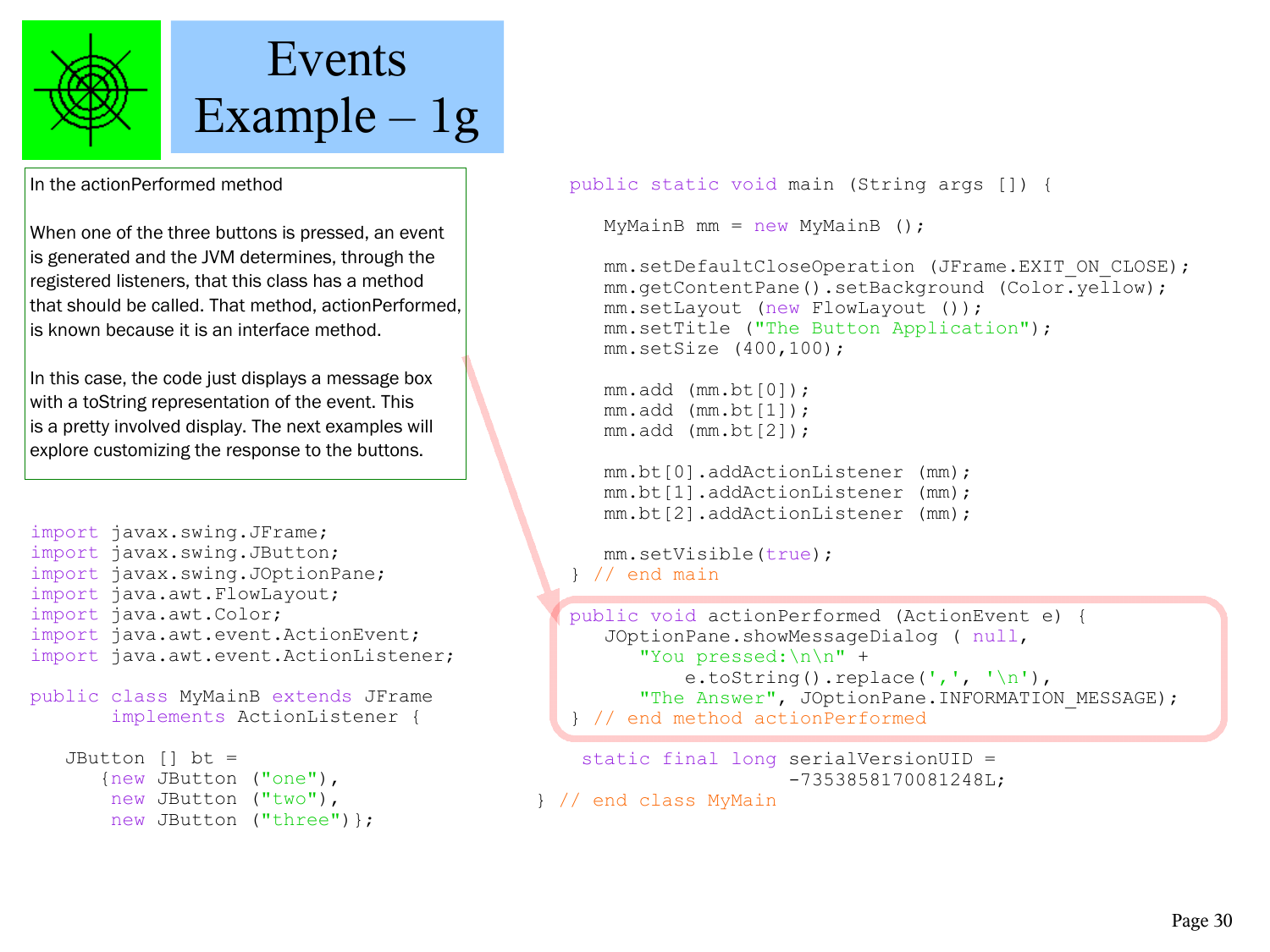# Events Example – 1g

In the actionPerformed method

When one of the three buttons is pressed, an event is generated and the JVM determines, through the registered listeners, that this class has a method that should be called. That method, actionPerformed, is known because it is an interface method.

In this case, the code just displays a message box with a toString representation of the event. This is a pretty involved display. The next examples will explore customizing the response to the buttons.

```java
import javax.swing.JFrame;
import javax.swing.JButton;
import javax.swing.JOptionPane;
import java.awt.FlowLayout;
import java.awt.Color;
import java.awt.event.ActionEvent;
import java.awt.event.ActionListener;

public class MyMainB extends JFrame
       implements ActionListener {

   JButton [] bt =
      {new JButton ("one"),
       new JButton ("two"),
       new JButton ("three")};

   public static void main (String args []) {

      MyMainB mm = new MyMainB ();

      mm.setDefaultCloseOperation (JFrame.EXIT_ON_CLOSE);
      mm.getContentPane().setBackground (Color.yellow);
      mm.setLayout (new FlowLayout ());
      mm.setTitle ("The Button Application");
      mm.setSize (400,100);

      mm.add (mm.bt[0]);
      mm.add (mm.bt[1]);
      mm.add (mm.bt[2]);

      mm.bt[0].addActionListener (mm);
      mm.bt[1].addActionListener (mm);
      mm.bt[2].addActionListener (mm);

      mm.setVisible(true);
   } // end main

   public void actionPerformed (ActionEvent e) {
      JOptionPane.showMessageDialog ( null,
         "You pressed:\n\n" +
            e.toString().replace(',', '\n'),
         "The Answer", JOptionPane.INFORMATION_MESSAGE);
   } // end method actionPerformed

    static final long serialVersionUID =
                      -7353858170081248L;
} // end class MyMain
```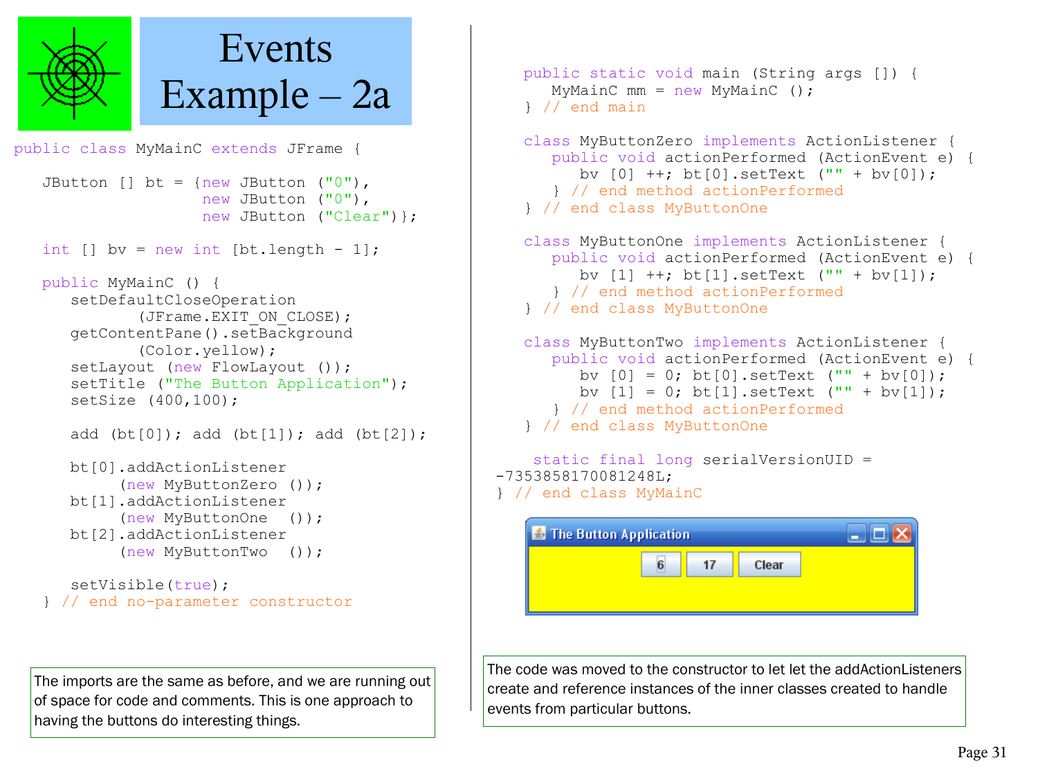# Events Example – 2a

```java
public class MyMainC extends JFrame {

   JButton [] bt = {new JButton ("0"),
                    new JButton ("0"),
                    new JButton ("Clear")};

   int [] bv = new int [bt.length - 1];

   public MyMainC () {
      setDefaultCloseOperation
             (JFrame.EXIT_ON_CLOSE);
      getContentPane().setBackground
             (Color.yellow);
      setLayout (new FlowLayout ());
      setTitle ("The Button Application");
      setSize (400,100);

      add (bt[0]); add (bt[1]); add (bt[2]);

      bt[0].addActionListener
           (new MyButtonZero ());
      bt[1].addActionListener
           (new MyButtonOne  ());
      bt[2].addActionListener
           (new MyButtonTwo  ());

      setVisible(true);
   } // end no-parameter constructor
```

The imports are the same as before, and we are running out of space for code and comments. This is one approach to having the buttons do interesting things.

```java
   public static void main (String args []) {
      MyMainC mm = new MyMainC ();
   } // end main

   class MyButtonZero implements ActionListener {
      public void actionPerformed (ActionEvent e) {
         bv [0] ++; bt[0].setText ("" + bv[0]);
      } // end method actionPerformed
   } // end class MyButtonOne

   class MyButtonOne implements ActionListener {
      public void actionPerformed (ActionEvent e) {
         bv [1] ++; bt[1].setText ("" + bv[1]);
      } // end method actionPerformed
   } // end class MyButtonOne

   class MyButtonTwo implements ActionListener {
      public void actionPerformed (ActionEvent e) {
         bv [0] = 0; bt[0].setText ("" + bv[0]);
         bv [1] = 0; bt[1].setText ("" + bv[1]);
      } // end method actionPerformed
   } // end class MyButtonOne

    static final long serialVersionUID =
-7353858170081248L;
} // end class MyMainC
```

The code was moved to the constructor to let let the addActionListeners create and reference instances of the inner classes created to handle events from particular buttons.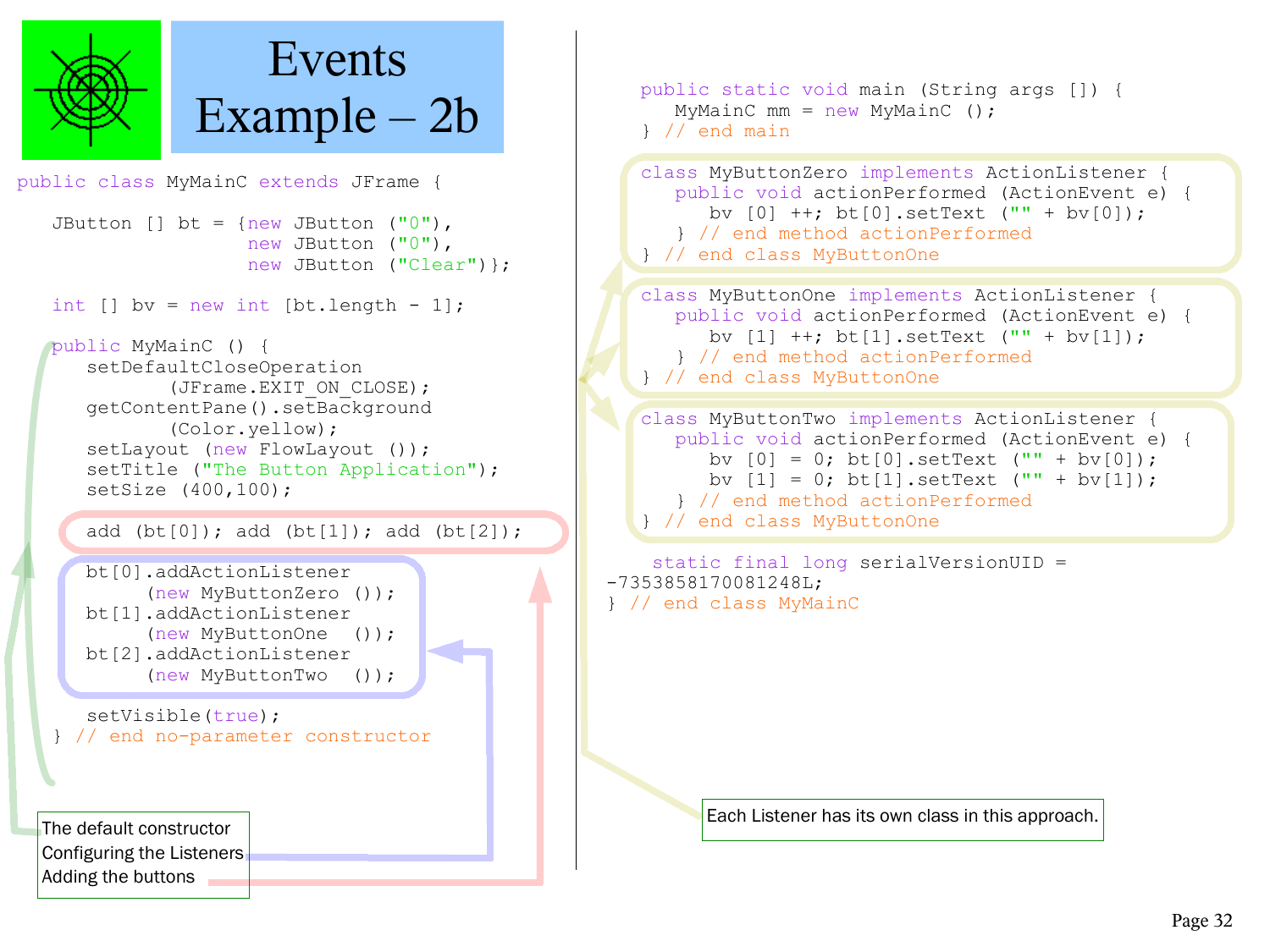# Events Example – 2b

```java
public class MyMainC extends JFrame {

   JButton [] bt = {new JButton ("0"),
                    new JButton ("0"),
                    new JButton ("Clear")};

   int [] bv = new int [bt.length - 1];

   public MyMainC () {
      setDefaultCloseOperation
            (JFrame.EXIT_ON_CLOSE);
      getContentPane().setBackground
            (Color.yellow);
      setLayout (new FlowLayout ());
      setTitle ("The Button Application");
      setSize (400,100);

      add (bt[0]); add (bt[1]); add (bt[2]);

      bt[0].addActionListener
         (new MyButtonZero ());
      bt[1].addActionListener
         (new MyButtonOne  ());
      bt[2].addActionListener
         (new MyButtonTwo  ());

      setVisible(true);
   } // end no-parameter constructor
```

The default constructor
Configuring the Listeners
Adding the buttons

```java
   public static void main (String args []) {
      MyMainC mm = new MyMainC ();
   } // end main

   class MyButtonZero implements ActionListener {
      public void actionPerformed (ActionEvent e) {
         bv [0] ++; bt[0].setText ("" + bv[0]);
      } // end method actionPerformed
   } // end class MyButtonOne

   class MyButtonOne implements ActionListener {
      public void actionPerformed (ActionEvent e) {
         bv [1] ++; bt[1].setText ("" + bv[1]);
      } // end method actionPerformed
   } // end class MyButtonOne

   class MyButtonTwo implements ActionListener {
      public void actionPerformed (ActionEvent e) {
         bv [0] = 0; bt[0].setText ("" + bv[0]);
         bv [1] = 0; bt[1].setText ("" + bv[1]);
      } // end method actionPerformed
   } // end class MyButtonOne

    static final long serialVersionUID =
-7353858170081248L;
} // end class MyMainC
```

Each Listener has its own class in this approach.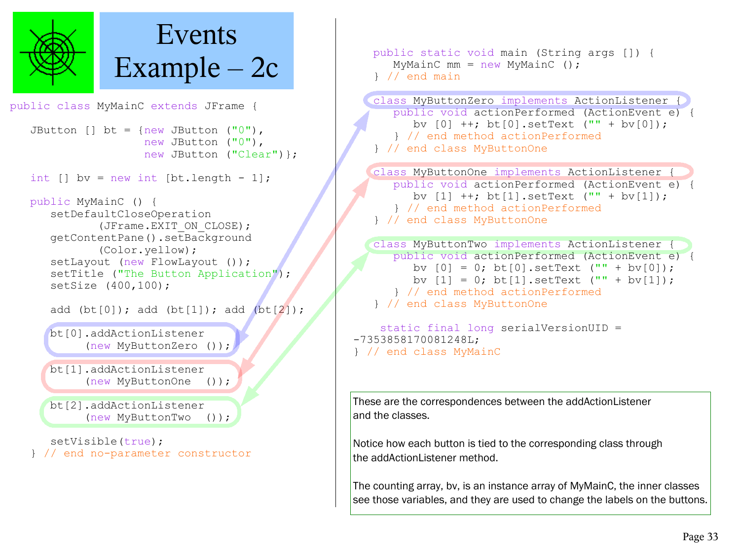# Events Example – 2c

```java
public class MyMainC extends JFrame {

   JButton [] bt = {new JButton ("0"),
                    new JButton ("0"),
                    new JButton ("Clear")};

   int [] bv = new int [bt.length - 1];

   public MyMainC () {
      setDefaultCloseOperation
            (JFrame.EXIT_ON_CLOSE);
      getContentPane().setBackground
            (Color.yellow);
      setLayout (new FlowLayout ());
      setTitle ("The Button Application");
      setSize (400,100);

      add (bt[0]); add (bt[1]); add (bt[2]);

      bt[0].addActionListener
           (new MyButtonZero ());

      bt[1].addActionListener
           (new MyButtonOne  ());

      bt[2].addActionListener
           (new MyButtonTwo  ());

      setVisible(true);
   } // end no-parameter constructor

   public static void main (String args []) {
      MyMainC mm = new MyMainC ();
   } // end main

   class MyButtonZero implements ActionListener {
      public void actionPerformed (ActionEvent e) {
         bv [0] ++; bt[0].setText ("" + bv[0]);
      } // end method actionPerformed
   } // end class MyButtonOne

   class MyButtonOne implements ActionListener {
      public void actionPerformed (ActionEvent e) {
         bv [1] ++; bt[1].setText ("" + bv[1]);
      } // end method actionPerformed
   } // end class MyButtonOne

   class MyButtonTwo implements ActionListener {
      public void actionPerformed (ActionEvent e) {
         bv [0] = 0; bt[0].setText ("" + bv[0]);
         bv [1] = 0; bt[1].setText ("" + bv[1]);
      } // end method actionPerformed
   } // end class MyButtonOne

    static final long serialVersionUID =
-7353858170081248L;
} // end class MyMainC
```

These are the correspondences between the addActionListener and the classes.

Notice how each button is tied to the corresponding class through the addActionListener method.

The counting array, bv, is an instance array of MyMainC, the inner classes see those variables, and they are used to change the labels on the buttons.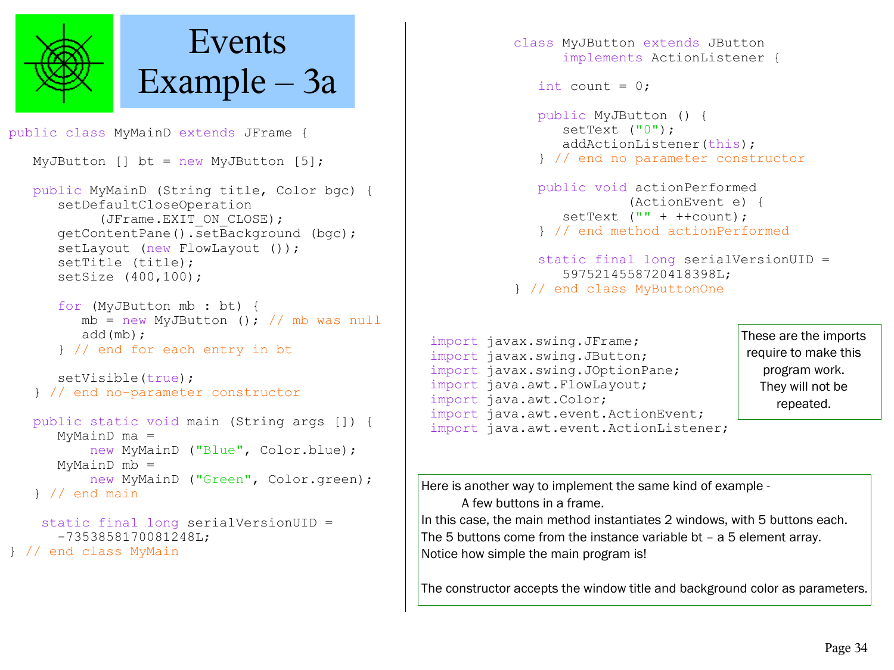# Events Example – 3a

```java
public class MyMainD extends JFrame {

   MyJButton [] bt = new MyJButton [5];

   public MyMainD (String title, Color bgc) {
      setDefaultCloseOperation
           (JFrame.EXIT_ON_CLOSE);
      getContentPane().setBackground (bgc);
      setLayout (new FlowLayout ());
      setTitle (title);
      setSize (400,100);

      for (MyJButton mb : bt) {
         mb = new MyJButton (); // mb was null
         add(mb);
      } // end for each entry in bt

      setVisible(true);
   } // end no-parameter constructor

   public static void main (String args []) {
      MyMainD ma =
           new MyMainD ("Blue", Color.blue);
      MyMainD mb =
           new MyMainD ("Green", Color.green);
   } // end main

    static final long serialVersionUID =
      -7353858170081248L;
} // end class MyMain
```

```java
class MyJButton extends JButton
     implements ActionListener {

   int count = 0;

   public MyJButton () {
      setText ("0");
      addActionListener(this);
   } // end no parameter constructor

   public void actionPerformed
              (ActionEvent e) {
      setText ("" + ++count);
   } // end method actionPerformed

   static final long serialVersionUID =
      5975214558720418398L;
} // end class MyButtonOne
```

```java
import javax.swing.JFrame;
import javax.swing.JButton;
import javax.swing.JOptionPane;
import java.awt.FlowLayout;
import java.awt.Color;
import java.awt.event.ActionEvent;
import java.awt.event.ActionListener;
```

These are the imports require to make this program work. They will not be repeated.

Here is another way to implement the same kind of example -
A few buttons in a frame.
In this case, the main method instantiates 2 windows, with 5 buttons each.
The 5 buttons come from the instance variable bt – a 5 element array.
Notice how simple the main program is!

The constructor accepts the window title and background color as parameters.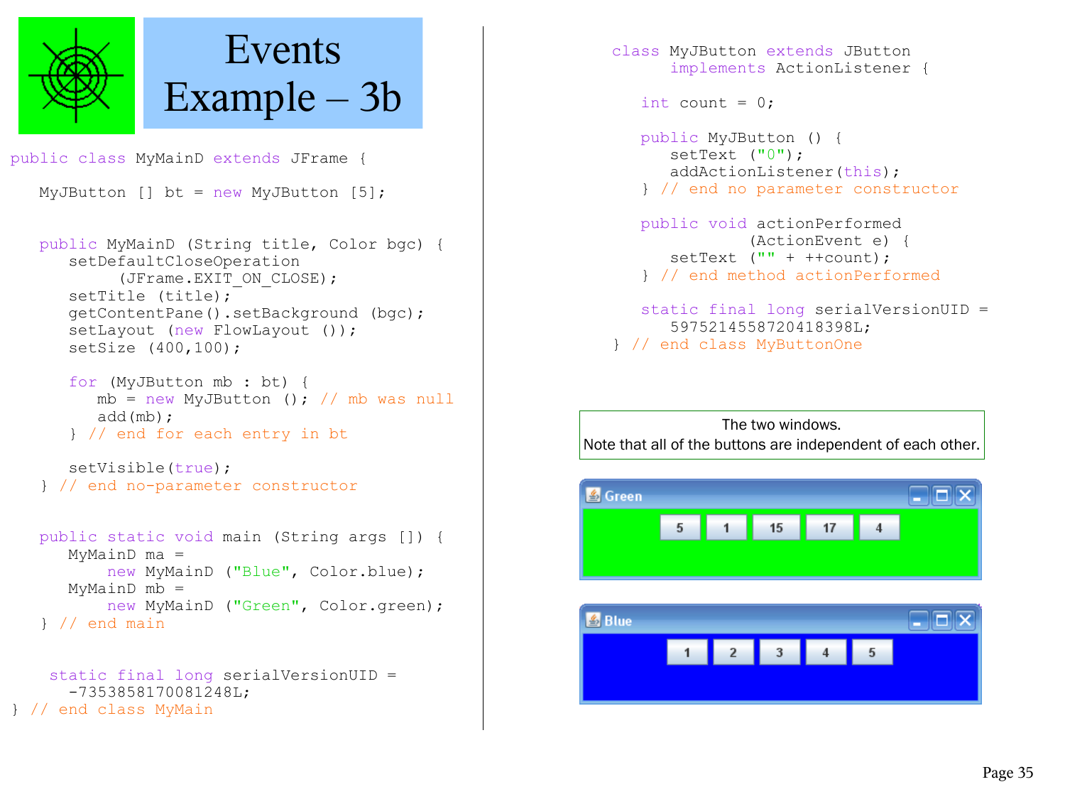# Events Example – 3b

```java
public class MyMainD extends JFrame {

   MyJButton [] bt = new MyJButton [5];


   public MyMainD (String title, Color bgc) {
      setDefaultCloseOperation
          (JFrame.EXIT_ON_CLOSE);
      setTitle (title);
      getContentPane().setBackground (bgc);
      setLayout (new FlowLayout ());
      setSize (400,100);

      for (MyJButton mb : bt) {
         mb = new MyJButton (); // mb was null
         add(mb);
      } // end for each entry in bt

      setVisible(true);
   } // end no-parameter constructor


   public static void main (String args []) {
      MyMainD ma =
          new MyMainD ("Blue", Color.blue);
      MyMainD mb =
          new MyMainD ("Green", Color.green);
   } // end main


    static final long serialVersionUID =
      -7353858170081248L;
} // end class MyMain
```

```java
class MyJButton extends JButton
      implements ActionListener {

   int count = 0;

   public MyJButton () {
      setText ("0");
      addActionListener(this);
   } // end no parameter constructor

   public void actionPerformed
                (ActionEvent e) {
      setText ("" + ++count);
   } // end method actionPerformed

   static final long serialVersionUID =
      5975214558720418398L;
} // end class MyButtonOne
```

The two windows.
Note that all of the buttons are independent of each other.

Green window buttons: 5, 1, 15, 17, 4

Blue window buttons: 1, 2, 3, 4, 5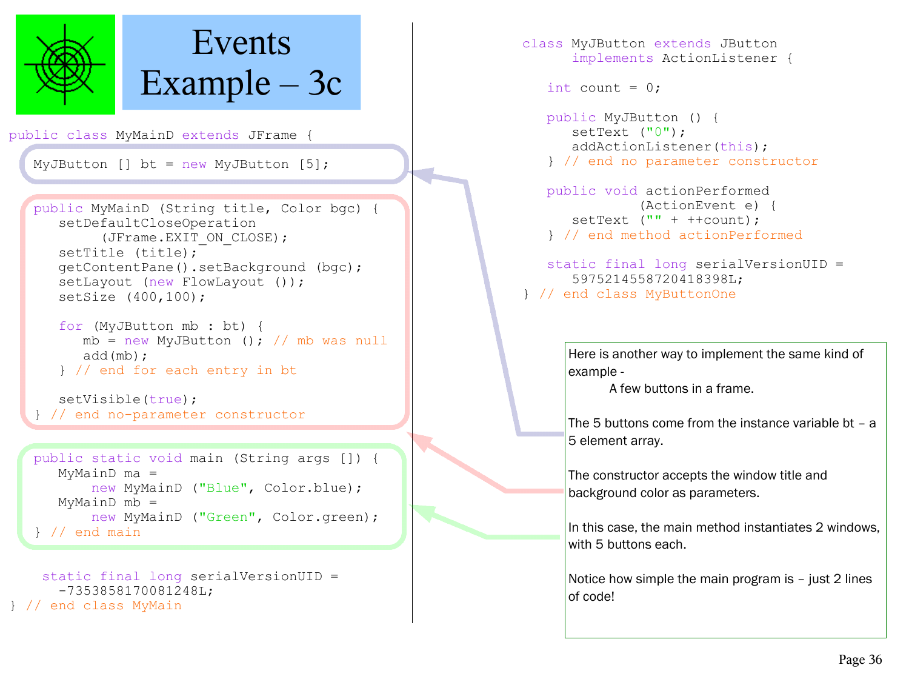# Events Example – 3c

```java
public class MyMainD extends JFrame {

  MyJButton [] bt = new MyJButton [5];

  public MyMainD (String title, Color bgc) {
     setDefaultCloseOperation
          (JFrame.EXIT_ON_CLOSE);
     setTitle (title);
     getContentPane().setBackground (bgc);
     setLayout (new FlowLayout ());
     setSize (400,100);

     for (MyJButton mb : bt) {
        mb = new MyJButton (); // mb was null
        add(mb);
     } // end for each entry in bt

     setVisible(true);
  } // end no-parameter constructor

  public static void main (String args []) {
     MyMainD ma =
          new MyMainD ("Blue", Color.blue);
     MyMainD mb =
          new MyMainD ("Green", Color.green);
  } // end main

   static final long serialVersionUID =
     -7353858170081248L;
} // end class MyMain
```

```java
class MyJButton extends JButton
      implements ActionListener {

   int count = 0;

   public MyJButton () {
      setText ("0");
      addActionListener(this);
   } // end no parameter constructor

   public void actionPerformed
              (ActionEvent e) {
      setText ("" + ++count);
   } // end method actionPerformed

   static final long serialVersionUID =
      5975214558720418398L;
} // end class MyButtonOne
```

Here is another way to implement the same kind of example -

A few buttons in a frame.

The 5 buttons come from the instance variable bt – a 5 element array.

The constructor accepts the window title and background color as parameters.

In this case, the main method instantiates 2 windows, with 5 buttons each.

Notice how simple the main program is – just 2 lines of code!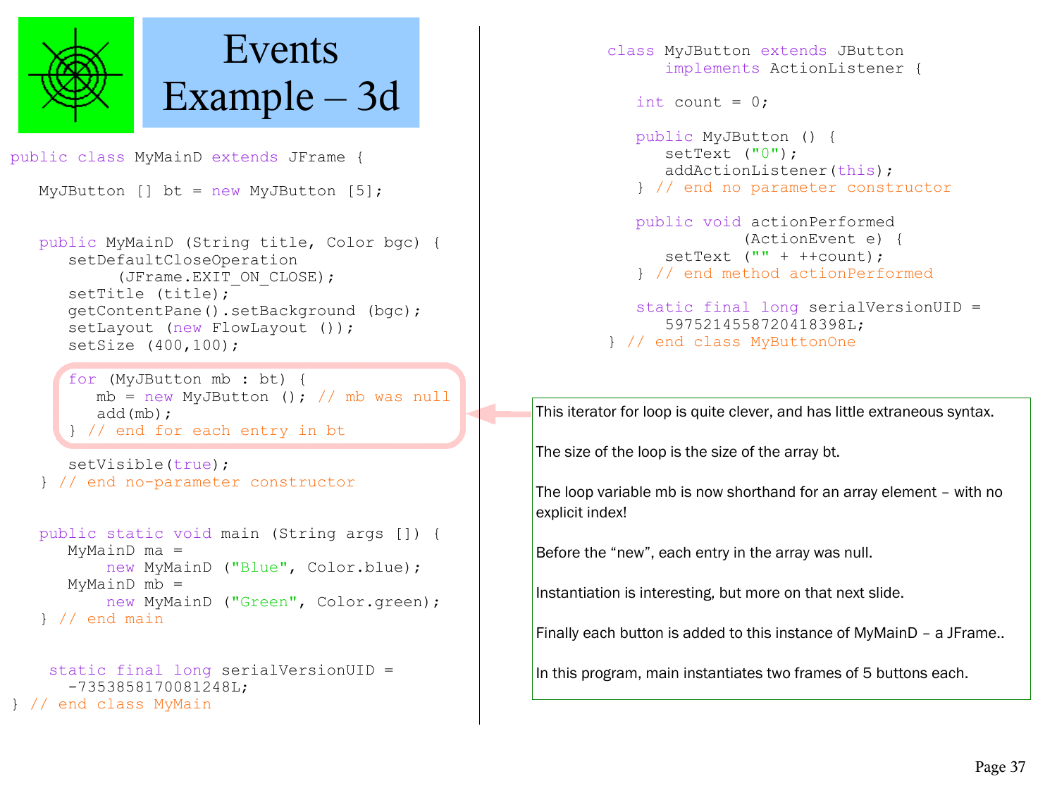# Events Example – 3d

```java
public class MyMainD extends JFrame {

   MyJButton [] bt = new MyJButton [5];


   public MyMainD (String title, Color bgc) {
      setDefaultCloseOperation
           (JFrame.EXIT_ON_CLOSE);
      setTitle (title);
      getContentPane().setBackground (bgc);
      setLayout (new FlowLayout ());
      setSize (400,100);

      for (MyJButton mb : bt) {
         mb = new MyJButton (); // mb was null
         add(mb);
      } // end for each entry in bt

      setVisible(true);
   } // end no-parameter constructor


   public static void main (String args []) {
      MyMainD ma =
           new MyMainD ("Blue", Color.blue);
      MyMainD mb =
           new MyMainD ("Green", Color.green);
   } // end main


    static final long serialVersionUID =
      -7353858170081248L;
} // end class MyMain
```

```java
class MyJButton extends JButton
      implements ActionListener {

   int count = 0;

   public MyJButton () {
      setText ("0");
      addActionListener(this);
   } // end no parameter constructor

   public void actionPerformed
              (ActionEvent e) {
      setText ("" + ++count);
   } // end method actionPerformed

   static final long serialVersionUID =
      5975214558720418398L;
} // end class MyButtonOne
```

This iterator for loop is quite clever, and has little extraneous syntax.

The size of the loop is the size of the array bt.

The loop variable mb is now shorthand for an array element – with no explicit index!

Before the “new”, each entry in the array was null.

Instantiation is interesting, but more on that next slide.

Finally each button is added to this instance of MyMainD – a JFrame..

In this program, main instantiates two frames of 5 buttons each.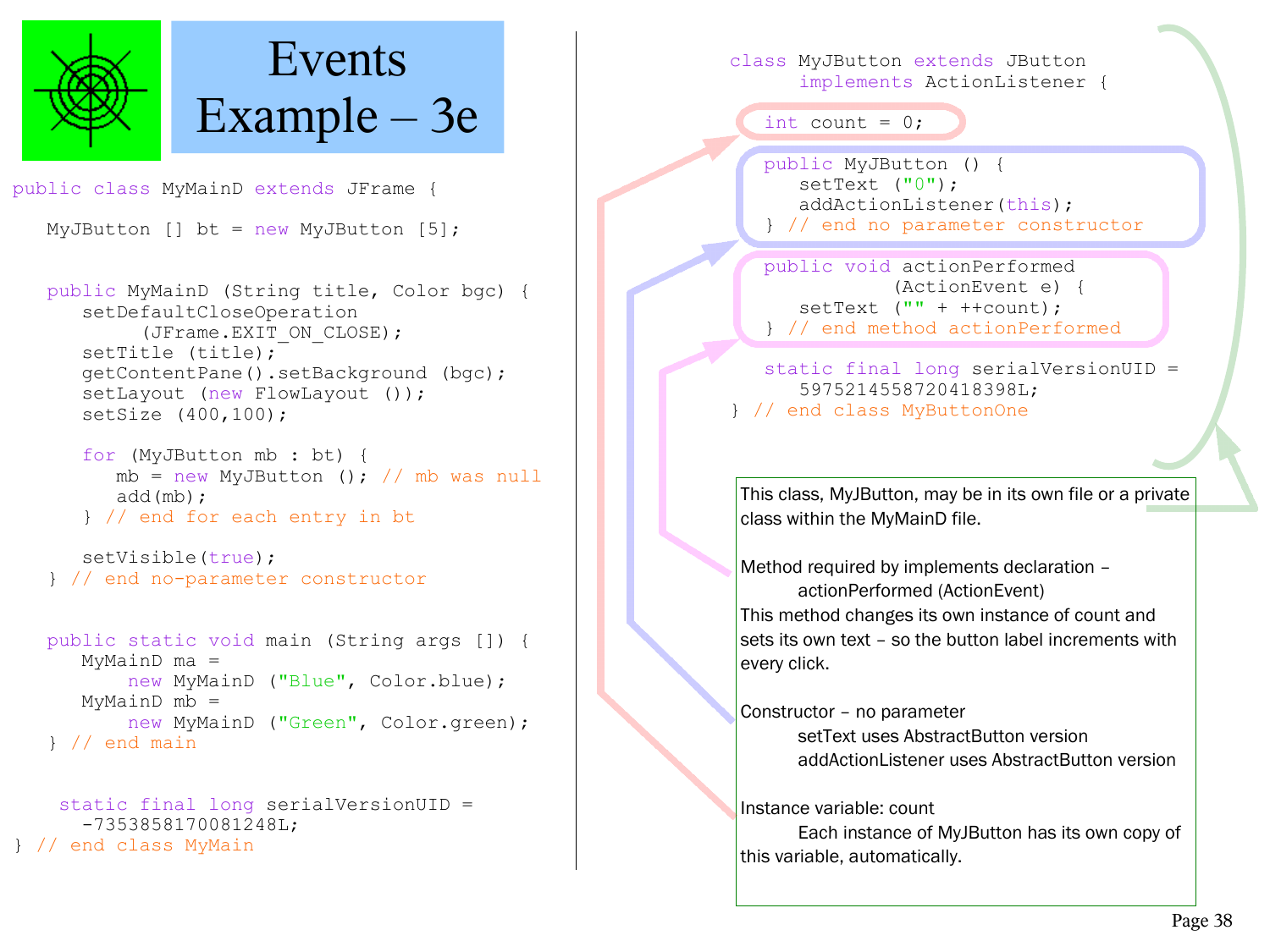# Events Example – 3e

```java
public class MyMainD extends JFrame {

   MyJButton [] bt = new MyJButton [5];


   public MyMainD (String title, Color bgc) {
      setDefaultCloseOperation
          (JFrame.EXIT_ON_CLOSE);
      setTitle (title);
      getContentPane().setBackground (bgc);
      setLayout (new FlowLayout ());
      setSize (400,100);

      for (MyJButton mb : bt) {
         mb = new MyJButton (); // mb was null
         add(mb);
      } // end for each entry in bt

      setVisible(true);
   } // end no-parameter constructor


   public static void main (String args []) {
      MyMainD ma =
          new MyMainD ("Blue", Color.blue);
      MyMainD mb =
          new MyMainD ("Green", Color.green);
   } // end main


    static final long serialVersionUID =
      -7353858170081248L;
} // end class MyMain
```

```java
class MyJButton extends JButton
     implements ActionListener {

   int count = 0;

   public MyJButton () {
      setText ("0");
      addActionListener(this);
   } // end no parameter constructor

   public void actionPerformed
               (ActionEvent e) {
      setText ("" + ++count);
   } // end method actionPerformed

   static final long serialVersionUID =
      5975214558720418398L;
} // end class MyButtonOne
```

This class, MyJButton, may be in its own file or a private class within the MyMainD file.

Method required by implements declaration –
   actionPerformed (ActionEvent)
This method changes its own instance of count and sets its own text – so the button label increments with every click.

Constructor – no parameter
   setText uses AbstractButton version
   addActionListener uses AbstractButton version

Instance variable: count
   Each instance of MyJButton has its own copy of this variable, automatically.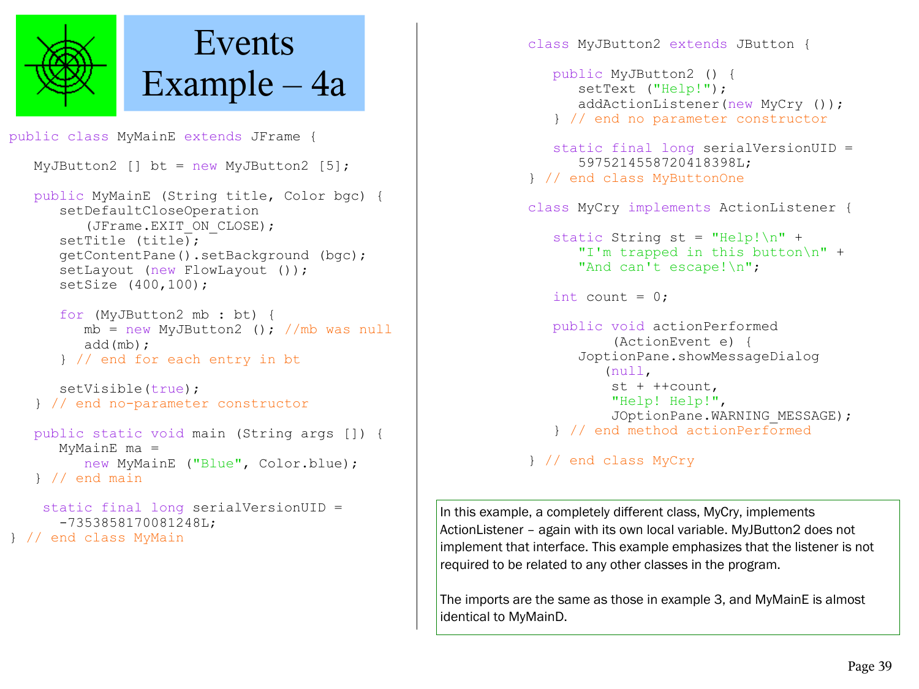# Events Example – 4a

```java
public class MyMainE extends JFrame {

   MyJButton2 [] bt = new MyJButton2 [5];

   public MyMainE (String title, Color bgc) {
      setDefaultCloseOperation
         (JFrame.EXIT_ON_CLOSE);
      setTitle (title);
      getContentPane().setBackground (bgc);
      setLayout (new FlowLayout ());
      setSize (400,100);

      for (MyJButton2 mb : bt) {
         mb = new MyJButton2 (); //mb was null
         add(mb);
      } // end for each entry in bt

      setVisible(true);
   } // end no-parameter constructor

   public static void main (String args []) {
      MyMainE ma =
         new MyMainE ("Blue", Color.blue);
   } // end main

    static final long serialVersionUID =
      -7353858170081248L;
} // end class MyMain
```

```java
class MyJButton2 extends JButton {

   public MyJButton2 () {
      setText ("Help!");
      addActionListener(new MyCry ());
   } // end no parameter constructor

   static final long serialVersionUID =
      5975214558720418398L;
} // end class MyButtonOne

class MyCry implements ActionListener {

   static String st = "Help!\n" +
      "I'm trapped in this button\n" +
      "And can't escape!\n";

   int count = 0;

   public void actionPerformed
         (ActionEvent e) {
      JoptionPane.showMessageDialog
        (null,
         st + ++count,
         "Help! Help!",
         JOptionPane.WARNING_MESSAGE);
   } // end method actionPerformed

} // end class MyCry
```

In this example, a completely different class, MyCry, implements ActionListener – again with its own local variable. MyJButton2 does not implement that interface. This example emphasizes that the listener is not required to be related to any other classes in the program.

The imports are the same as those in example 3, and MyMainE is almost identical to MyMainD.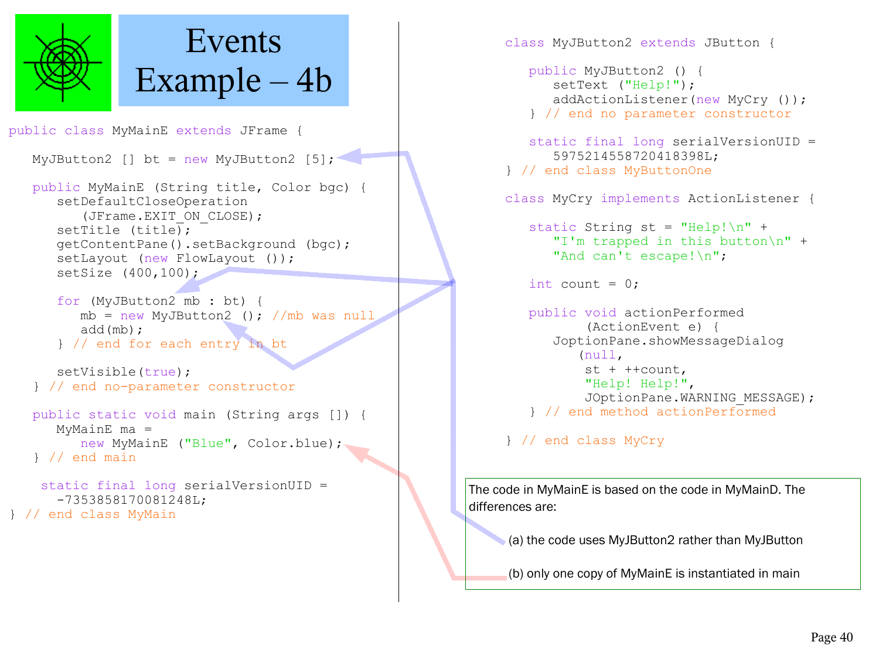# Events Example – 4b

```java
public class MyMainE extends JFrame {

   MyJButton2 [] bt = new MyJButton2 [5];

   public MyMainE (String title, Color bgc) {
      setDefaultCloseOperation
         (JFrame.EXIT_ON_CLOSE);
      setTitle (title);
      getContentPane().setBackground (bgc);
      setLayout (new FlowLayout ());
      setSize (400,100);

      for (MyJButton2 mb : bt) {
         mb = new MyJButton2 (); //mb was null
         add(mb);
      } // end for each entry in bt

      setVisible(true);
   } // end no-parameter constructor

   public static void main (String args []) {
      MyMainE ma =
         new MyMainE ("Blue", Color.blue);
   } // end main

    static final long serialVersionUID =
      -7353858170081248L;
} // end class MyMain
```

```java
class MyJButton2 extends JButton {

   public MyJButton2 () {
      setText ("Help!");
      addActionListener(new MyCry ());
   } // end no parameter constructor

   static final long serialVersionUID =
      5975214558720418398L;
} // end class MyButtonOne

class MyCry implements ActionListener {

   static String st = "Help!\n" +
      "I'm trapped in this button\n" +
      "And can't escape!\n";

   int count = 0;

   public void actionPerformed
         (ActionEvent e) {
      JoptionPane.showMessageDialog
        (null,
         st + ++count,
         "Help! Help!",
         JOptionPane.WARNING_MESSAGE);
   } // end method actionPerformed

} // end class MyCry
```

The code in MyMainE is based on the code in MyMainD. The differences are:

(a) the code uses MyJButton2 rather than MyJButton

(b) only one copy of MyMainE is instantiated in main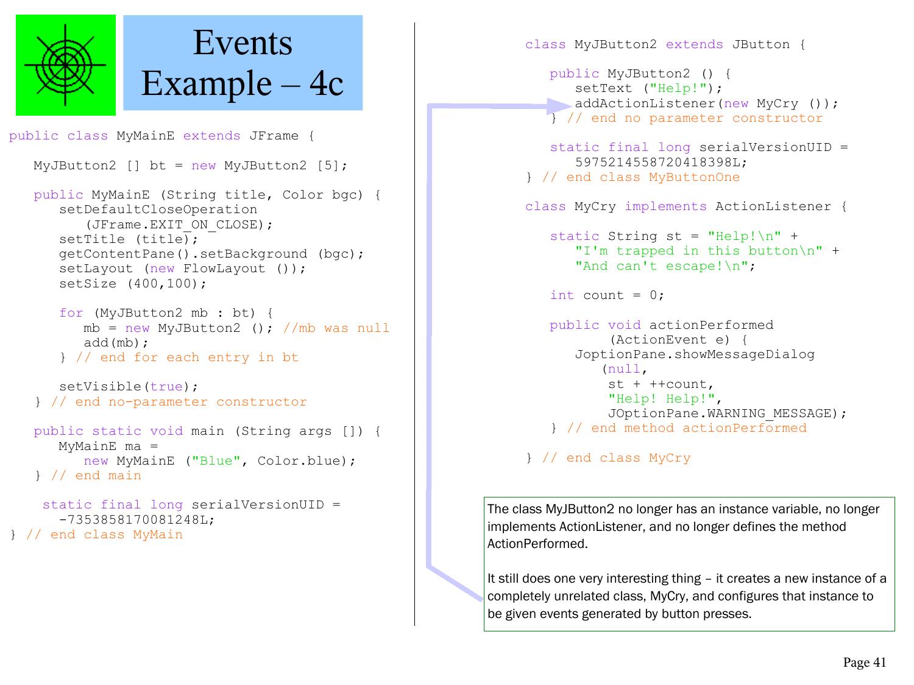# Events Example – 4c

```java
public class MyMainE extends JFrame {

   MyJButton2 [] bt = new MyJButton2 [5];

   public MyMainE (String title, Color bgc) {
      setDefaultCloseOperation
         (JFrame.EXIT_ON_CLOSE);
      setTitle (title);
      getContentPane().setBackground (bgc);
      setLayout (new FlowLayout ());
      setSize (400,100);

      for (MyJButton2 mb : bt) {
         mb = new MyJButton2 (); //mb was null
         add(mb);
      } // end for each entry in bt

      setVisible(true);
   } // end no-parameter constructor

   public static void main (String args []) {
      MyMainE ma =
         new MyMainE ("Blue", Color.blue);
   } // end main

    static final long serialVersionUID =
      -7353858170081248L;
} // end class MyMain
```

```java
class MyJButton2 extends JButton {

   public MyJButton2 () {
      setText ("Help!");
      addActionListener(new MyCry ());
   } // end no parameter constructor

   static final long serialVersionUID =
      5975214558720418398L;
} // end class MyButtonOne

class MyCry implements ActionListener {

   static String st = "Help!\n" +
      "I'm trapped in this button\n" +
      "And can't escape!\n";

   int count = 0;

   public void actionPerformed
         (ActionEvent e) {
      JoptionPane.showMessageDialog
        (null,
         st + ++count,
         "Help! Help!",
         JOptionPane.WARNING_MESSAGE);
   } // end method actionPerformed

} // end class MyCry
```

The class MyJButton2 no longer has an instance variable, no longer implements ActionListener, and no longer defines the method ActionPerformed.

It still does one very interesting thing – it creates a new instance of a completely unrelated class, MyCry, and configures that instance to be given events generated by button presses.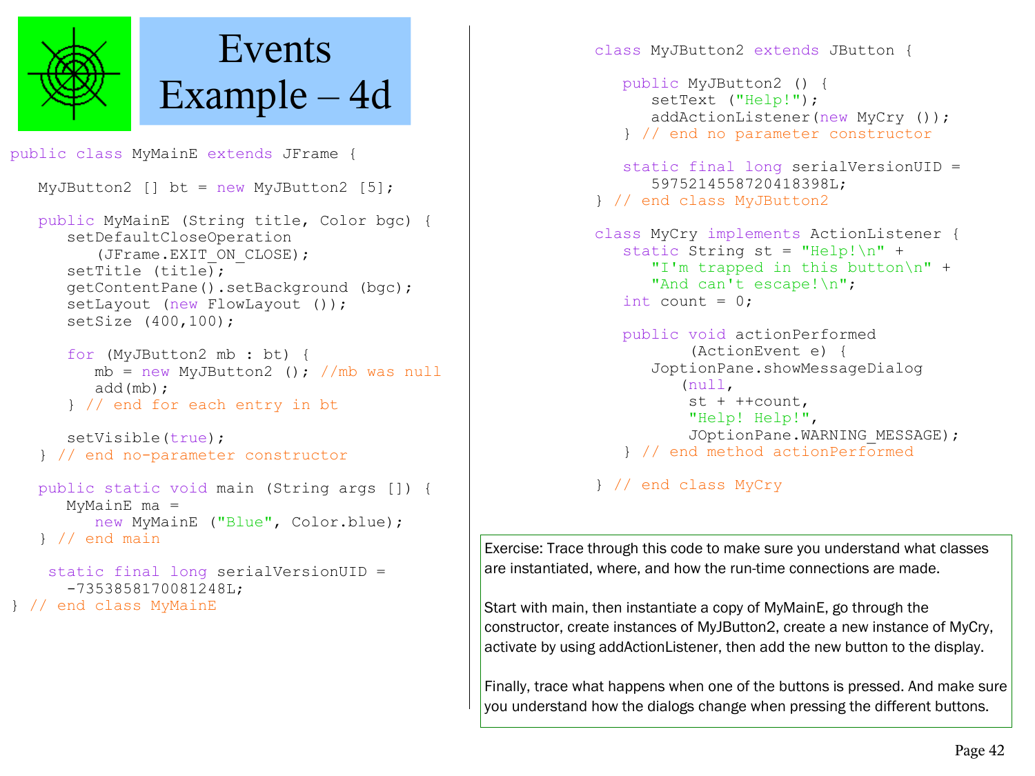# Events Example – 4d

```java
public class MyMainE extends JFrame {

   MyJButton2 [] bt = new MyJButton2 [5];

   public MyMainE (String title, Color bgc) {
      setDefaultCloseOperation
         (JFrame.EXIT_ON_CLOSE);
      setTitle (title);
      getContentPane().setBackground (bgc);
      setLayout (new FlowLayout ());
      setSize (400,100);

      for (MyJButton2 mb : bt) {
         mb = new MyJButton2 (); //mb was null
         add(mb);
      } // end for each entry in bt

      setVisible(true);
   } // end no-parameter constructor

   public static void main (String args []) {
      MyMainE ma =
         new MyMainE ("Blue", Color.blue);
   } // end main

    static final long serialVersionUID =
      -7353858170081248L;
} // end class MyMainE
```

```java
class MyJButton2 extends JButton {

   public MyJButton2 () {
      setText ("Help!");
      addActionListener(new MyCry ());
   } // end no parameter constructor

   static final long serialVersionUID =
      5975214558720418398L;
} // end class MyJButton2

class MyCry implements ActionListener {
   static String st = "Help!\n" +
      "I'm trapped in this button\n" +
      "And can't escape!\n";
   int count = 0;

   public void actionPerformed
         (ActionEvent e) {
      JoptionPane.showMessageDialog
         (null,
          st + ++count,
          "Help! Help!",
          JOptionPane.WARNING_MESSAGE);
   } // end method actionPerformed

} // end class MyCry
```

Exercise: Trace through this code to make sure you understand what classes are instantiated, where, and how the run-time connections are made.

Start with main, then instantiate a copy of MyMainE, go through the constructor, create instances of MyJButton2, create a new instance of MyCry, activate by using addActionListener, then add the new button to the display.

Finally, trace what happens when one of the buttons is pressed. And make sure you understand how the dialogs change when pressing the different buttons.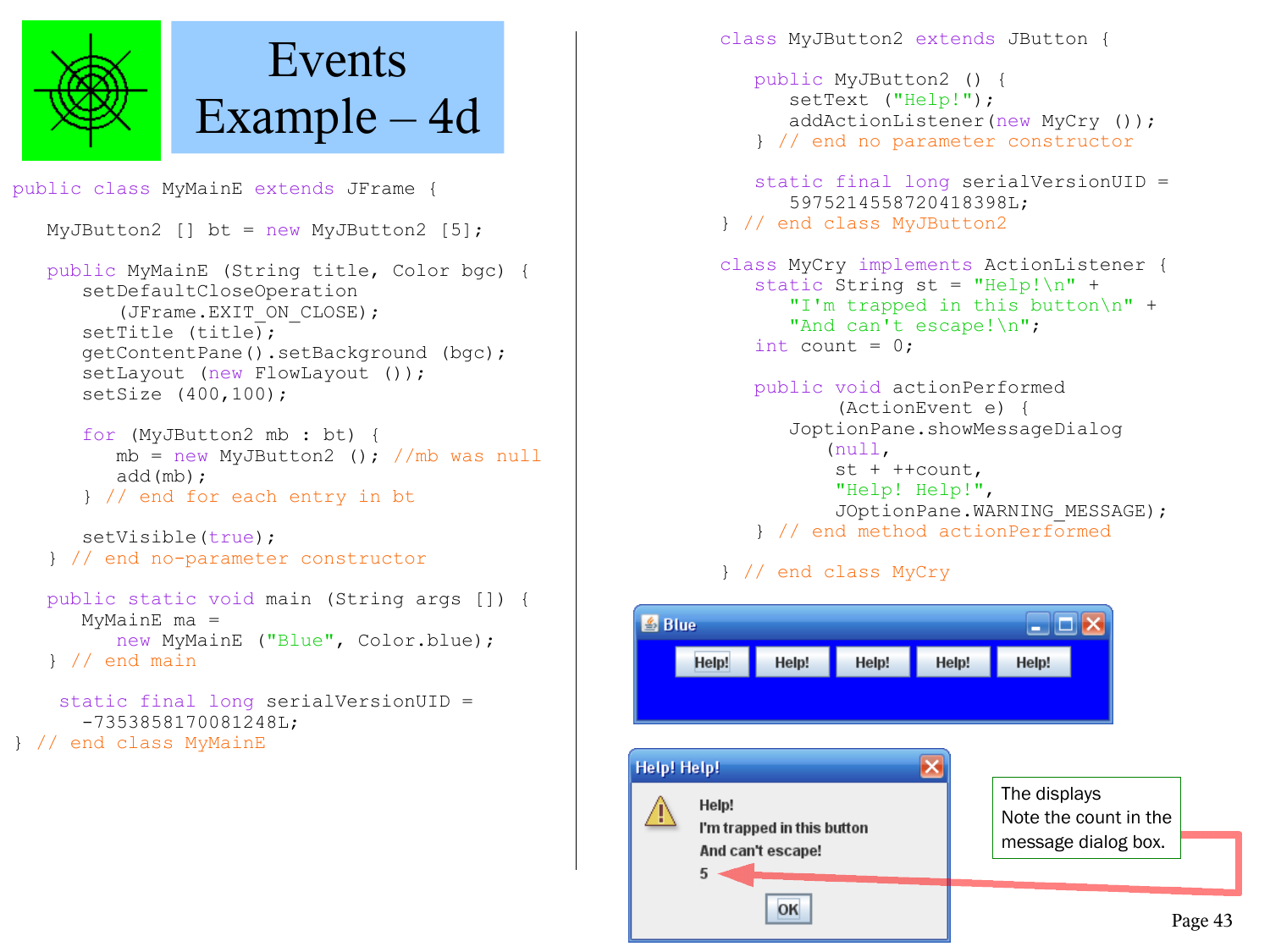# Events Example – 4d

```java
public class MyMainE extends JFrame {

   MyJButton2 [] bt = new MyJButton2 [5];

   public MyMainE (String title, Color bgc) {
      setDefaultCloseOperation
         (JFrame.EXIT_ON_CLOSE);
      setTitle (title);
      getContentPane().setBackground (bgc);
      setLayout (new FlowLayout ());
      setSize (400,100);

      for (MyJButton2 mb : bt) {
         mb = new MyJButton2 (); //mb was null
         add(mb);
      } // end for each entry in bt

      setVisible(true);
   } // end no-parameter constructor

   public static void main (String args []) {
      MyMainE ma =
         new MyMainE ("Blue", Color.blue);
   } // end main

    static final long serialVersionUID =
      -7353858170081248L;
} // end class MyMainE
```

```java
class MyJButton2 extends JButton {

   public MyJButton2 () {
      setText ("Help!");
      addActionListener(new MyCry ());
   } // end no parameter constructor

   static final long serialVersionUID =
      5975214558720418398L;
} // end class MyJButton2

class MyCry implements ActionListener {
   static String st = "Help!\n" +
      "I'm trapped in this button\n" +
      "And can't escape!\n";
   int count = 0;

   public void actionPerformed
            (ActionEvent e) {
      JoptionPane.showMessageDialog
          (null,
           st + ++count,
           "Help! Help!",
           JOptionPane.WARNING_MESSAGE);
   } // end method actionPerformed

} // end class MyCry
```

Blue

Help! Help! Help! Help! Help!

Help! Help!

Help!
I'm trapped in this button
And can't escape!
5

OK

The displays
Note the count in the message dialog box.